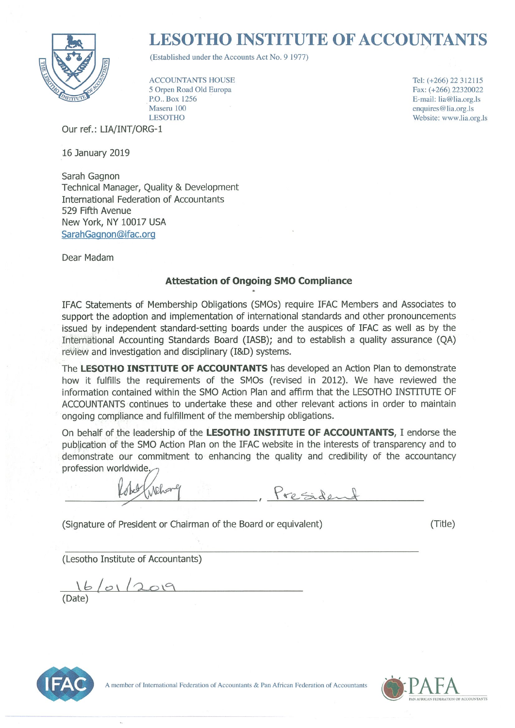# LESOTHO INSTITUTE OF ACCOUNTANTS

(Established under the Accounts Act No. 9 1977)

ACCOUNTANTS HOUSE
5 Orpen Road Old Europa
P.O.. Box 1256
Maseru 100
LESOTHO

Tel: (+266) 22 312115
Fax: (+266) 22320022
E-mail: lia@lia.org.ls
enquires@lia.org.ls
Website: www.lia.org.ls

Our ref.: LIA/INT/ORG-1

16 January 2019

Sarah Gagnon
Technical Manager, Quality & Development
International Federation of Accountants
529 Fifth Avenue
New York, NY 10017 USA
SarahGagnon@ifac.org

Dear Madam

**Attestation of Ongoing SMO Compliance**

IFAC Statements of Membership Obligations (SMOs) require IFAC Members and Associates to support the adoption and implementation of international standards and other pronouncements issued by independent standard-setting boards under the auspices of IFAC as well as by the International Accounting Standards Board (IASB); and to establish a quality assurance (QA) review and investigation and disciplinary (I&D) systems.

The **LESOTHO INSTITUTE OF ACCOUNTANTS** has developed an Action Plan to demonstrate how it fulfills the requirements of the SMOs (revised in 2012). We have reviewed the information contained within the SMO Action Plan and affirm that the LESOTHO INSTITUTE OF ACCOUNTANTS continues to undertake these and other relevant actions in order to maintain ongoing compliance and fulfillment of the membership obligations.

On behalf of the leadership of the **LESOTHO INSTITUTE OF ACCOUNTANTS**, I endorse the publication of the SMO Action Plan on the IFAC website in the interests of transparency and to demonstrate our commitment to enhancing the quality and credibility of the accountancy profession worldwide.

\_\_\_\_\_\_\_\_\_\_\_\_\_\_\_\_\_\_\_\_\_\_\_\_\_\_\_\_\_\_, President

(Signature of President or Chairman of the Board or equivalent) (Title)

(Lesotho Institute of Accountants)

16/01/2019
(Date)

A member of International Federation of Accountants & Pan African Federation of Accountants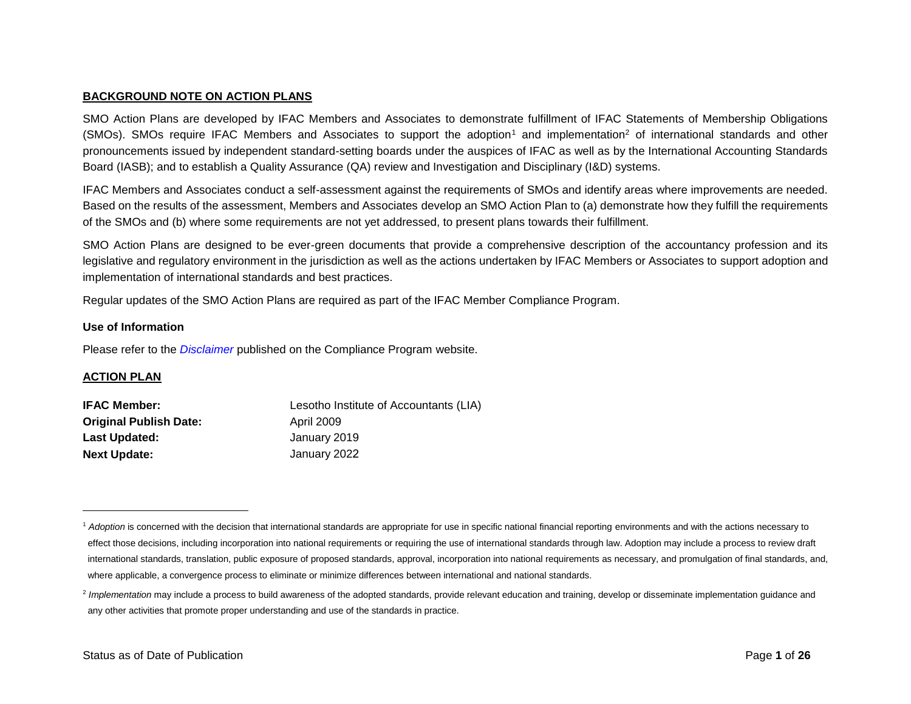## BACKGROUND NOTE ON ACTION PLANS

SMO Action Plans are developed by IFAC Members and Associates to demonstrate fulfillment of IFAC Statements of Membership Obligations (SMOs). SMOs require IFAC Members and Associates to support the adoption[1] and implementation[2] of international standards and other pronouncements issued by independent standard-setting boards under the auspices of IFAC as well as by the International Accounting Standards Board (IASB); and to establish a Quality Assurance (QA) review and Investigation and Disciplinary (I&D) systems.

IFAC Members and Associates conduct a self-assessment against the requirements of SMOs and identify areas where improvements are needed. Based on the results of the assessment, Members and Associates develop an SMO Action Plan to (a) demonstrate how they fulfill the requirements of the SMOs and (b) where some requirements are not yet addressed, to present plans towards their fulfillment.

SMO Action Plans are designed to be ever-green documents that provide a comprehensive description of the accountancy profession and its legislative and regulatory environment in the jurisdiction as well as the actions undertaken by IFAC Members or Associates to support adoption and implementation of international standards and best practices.

Regular updates of the SMO Action Plans are required as part of the IFAC Member Compliance Program.

### Use of Information

Please refer to the *Disclaimer* published on the Compliance Program website.

## ACTION PLAN

**IFAC Member:** Lesotho Institute of Accountants (LIA)
**Original Publish Date:** April 2009
**Last Updated:** January 2019
**Next Update:** January 2022

---

[1] *Adoption* is concerned with the decision that international standards are appropriate for use in specific national financial reporting environments and with the actions necessary to effect those decisions, including incorporation into national requirements or requiring the use of international standards through law. Adoption may include a process to review draft international standards, translation, public exposure of proposed standards, approval, incorporation into national requirements as necessary, and promulgation of final standards, and, where applicable, a convergence process to eliminate or minimize differences between international and national standards.

[2] *Implementation* may include a process to build awareness of the adopted standards, provide relevant education and training, develop or disseminate implementation guidance and any other activities that promote proper understanding and use of the standards in practice.

Status as of Date of Publication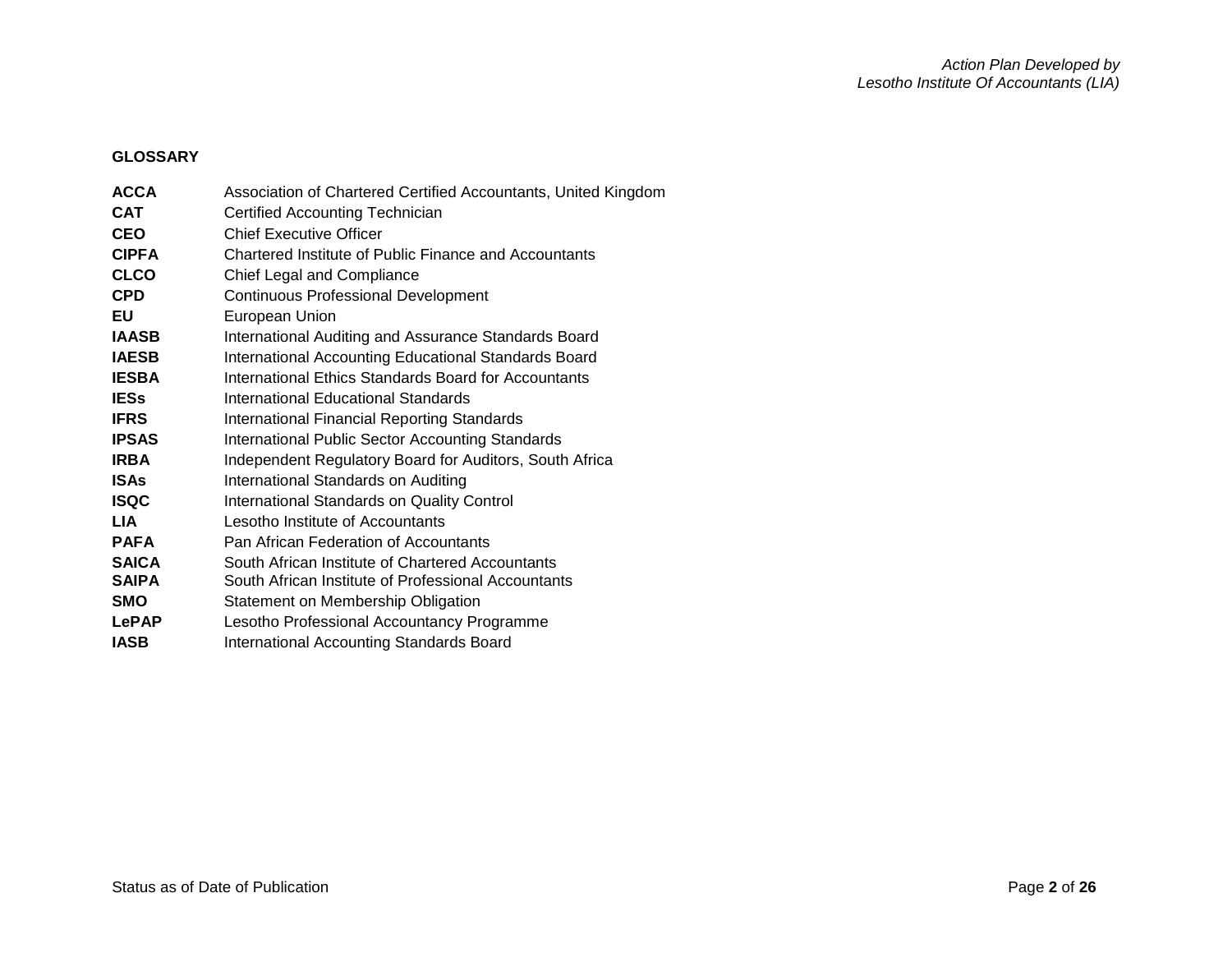## GLOSSARY

| | |
|---|---|
| **ACCA** | Association of Chartered Certified Accountants, United Kingdom |
| **CAT** | Certified Accounting Technician |
| **CEO** | Chief Executive Officer |
| **CIPFA** | Chartered Institute of Public Finance and Accountants |
| **CLCO** | Chief Legal and Compliance |
| **CPD** | Continuous Professional Development |
| **EU** | European Union |
| **IAASB** | International Auditing and Assurance Standards Board |
| **IAESB** | International Accounting Educational Standards Board |
| **IESBA** | International Ethics Standards Board for Accountants |
| **IESs** | International Educational Standards |
| **IFRS** | International Financial Reporting Standards |
| **IPSAS** | International Public Sector Accounting Standards |
| **IRBA** | Independent Regulatory Board for Auditors, South Africa |
| **ISAs** | International Standards on Auditing |
| **ISQC** | International Standards on Quality Control |
| **LIA** | Lesotho Institute of Accountants |
| **PAFA** | Pan African Federation of Accountants |
| **SAICA** | South African Institute of Chartered Accountants |
| **SAIPA** | South African Institute of Professional Accountants |
| **SMO** | Statement on Membership Obligation |
| **LePAP** | Lesotho Professional Accountancy Programme |
| **IASB** | International Accounting Standards Board |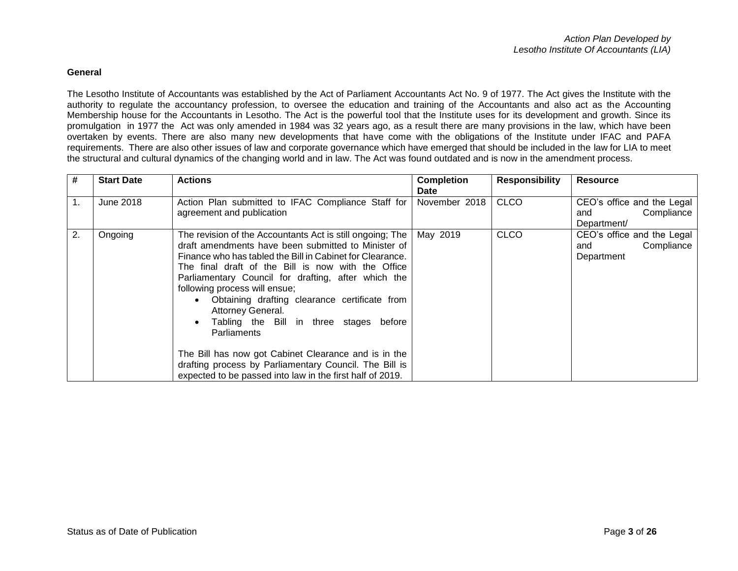*Action Plan Developed by*
*Lesotho Institute Of Accountants (LIA)*

**General**

The Lesotho Institute of Accountants was established by the Act of Parliament Accountants Act No. 9 of 1977. The Act gives the Institute with the authority to regulate the accountancy profession, to oversee the education and training of the Accountants and also act as the Accounting Membership house for the Accountants in Lesotho. The Act is the powerful tool that the Institute uses for its development and growth. Since its promulgation in 1977 the Act was only amended in 1984 was 32 years ago, as a result there are many provisions in the law, which have been overtaken by events. There are also many new developments that have come with the obligations of the Institute under IFAC and PAFA requirements. There are also other issues of law and corporate governance which have emerged that should be included in the law for LIA to meet the structural and cultural dynamics of the changing world and in law. The Act was found outdated and is now in the amendment process.

| # | Start Date | Actions | Completion Date | Responsibility | Resource |
|---|---|---|---|---|---|
| 1. | June 2018 | Action Plan submitted to IFAC Compliance Staff for agreement and publication | November 2018 | CLCO | CEO's office and the Legal and Compliance Department/ |
| 2. | Ongoing | The revision of the Accountants Act is still ongoing; The draft amendments have been submitted to Minister of Finance who has tabled the Bill in Cabinet for Clearance. The final draft of the Bill is now with the Office Parliamentary Council for drafting, after which the following process will ensue;<br>• Obtaining drafting clearance certificate from Attorney General.<br>• Tabling the Bill in three stages before Parliaments<br><br>The Bill has now got Cabinet Clearance and is in the drafting process by Parliamentary Council. The Bill is expected to be passed into law in the first half of 2019. | May 2019 | CLCO | CEO's office and the Legal and Compliance Department |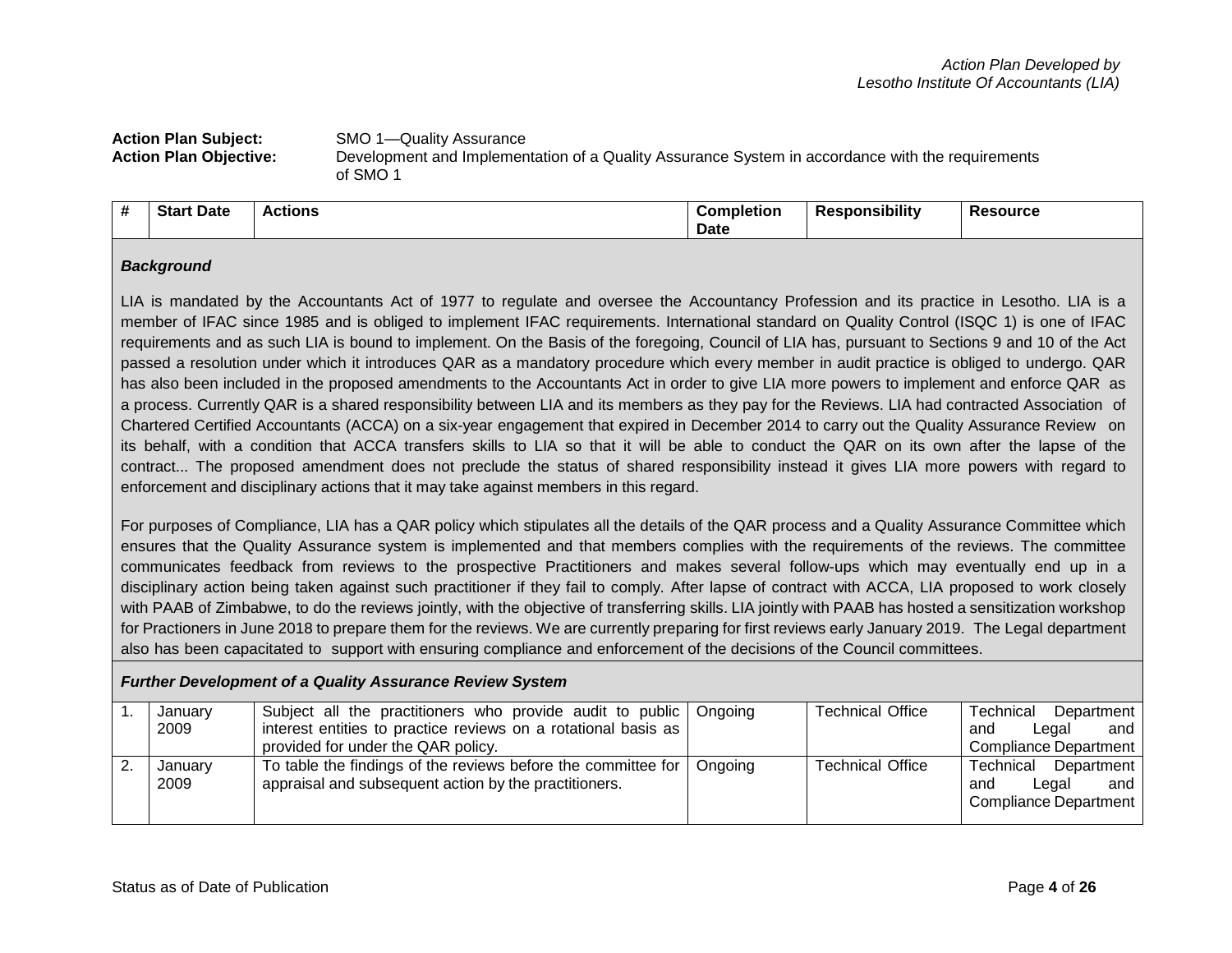Action Plan Developed by
Lesotho Institute Of Accountants (LIA)

**Action Plan Subject:** SMO 1—Quality Assurance

**Action Plan Objective:** Development and Implementation of a Quality Assurance System in accordance with the requirements of SMO 1

| # | Start Date | Actions | Completion Date | Responsibility | Resource |
|---|---|---|---|---|---|

***Background***

LIA is mandated by the Accountants Act of 1977 to regulate and oversee the Accountancy Profession and its practice in Lesotho. LIA is a member of IFAC since 1985 and is obliged to implement IFAC requirements. International standard on Quality Control (ISQC 1) is one of IFAC requirements and as such LIA is bound to implement. On the Basis of the foregoing, Council of LIA has, pursuant to Sections 9 and 10 of the Act passed a resolution under which it introduces QAR as a mandatory procedure which every member in audit practice is obliged to undergo. QAR has also been included in the proposed amendments to the Accountants Act in order to give LIA more powers to implement and enforce QAR as a process. Currently QAR is a shared responsibility between LIA and its members as they pay for the Reviews. LIA had contracted Association of Chartered Certified Accountants (ACCA) on a six-year engagement that expired in December 2014 to carry out the Quality Assurance Review on its behalf, with a condition that ACCA transfers skills to LIA so that it will be able to conduct the QAR on its own after the lapse of the contract... The proposed amendment does not preclude the status of shared responsibility instead it gives LIA more powers with regard to enforcement and disciplinary actions that it may take against members in this regard.

For purposes of Compliance, LIA has a QAR policy which stipulates all the details of the QAR process and a Quality Assurance Committee which ensures that the Quality Assurance system is implemented and that members complies with the requirements of the reviews. The committee communicates feedback from reviews to the prospective Practitioners and makes several follow-ups which may eventually end up in a disciplinary action being taken against such practitioner if they fail to comply. After lapse of contract with ACCA, LIA proposed to work closely with PAAB of Zimbabwe, to do the reviews jointly, with the objective of transferring skills. LIA jointly with PAAB has hosted a sensitization workshop for Practioners in June 2018 to prepare them for the reviews. We are currently preparing for first reviews early January 2019. The Legal department also has been capacitated to support with ensuring compliance and enforcement of the decisions of the Council committees.

***Further Development of a Quality Assurance Review System***

| # | Start Date | Actions | Completion Date | Responsibility | Resource |
|---|---|---|---|---|---|
| 1. | January 2009 | Subject all the practitioners who provide audit to public interest entities to practice reviews on a rotational basis as provided for under the QAR policy. | Ongoing | Technical Office | Technical Department and Legal and Compliance Department |
| 2. | January 2009 | To table the findings of the reviews before the committee for appraisal and subsequent action by the practitioners. | Ongoing | Technical Office | Technical Department and Legal and Compliance Department |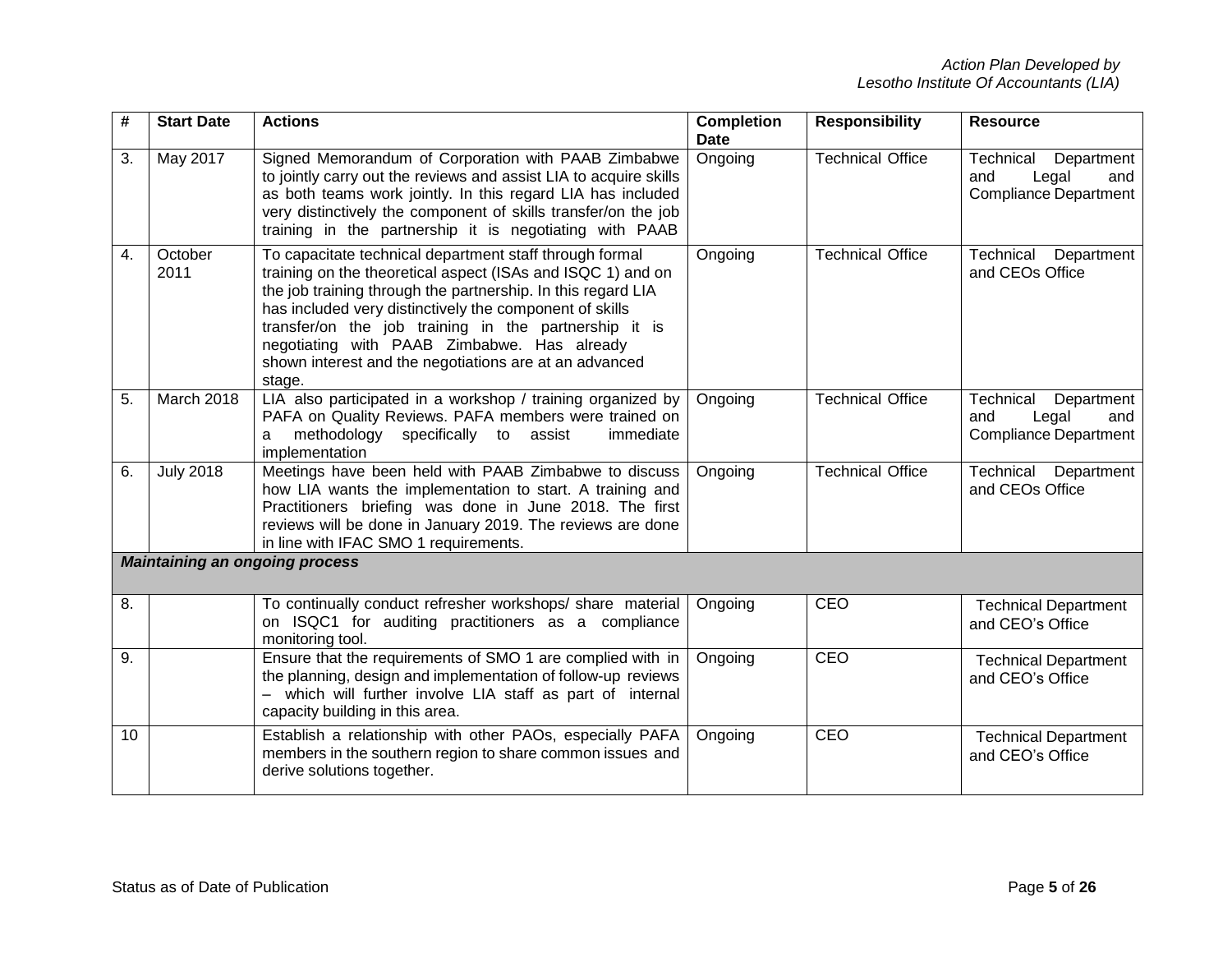| # | Start Date | Actions | Completion Date | Responsibility | Resource |
|---|---|---|---|---|---|
| 3. | May 2017 | Signed Memorandum of Corporation with PAAB Zimbabwe to jointly carry out the reviews and assist LIA to acquire skills as both teams work jointly. In this regard LIA has included very distinctively the component of skills transfer/on the job training in the partnership it is negotiating with PAAB | Ongoing | Technical Office | Technical Department and Legal and Compliance Department |
| 4. | October 2011 | To capacitate technical department staff through formal training on the theoretical aspect (ISAs and ISQC 1) and on the job training through the partnership. In this regard LIA has included very distinctively the component of skills transfer/on the job training in the partnership it is negotiating with PAAB Zimbabwe. Has already shown interest and the negotiations are at an advanced stage. | Ongoing | Technical Office | Technical Department and CEOs Office |
| 5. | March 2018 | LIA also participated in a workshop / training organized by PAFA on Quality Reviews. PAFA members were trained on a methodology specifically to assist immediate implementation | Ongoing | Technical Office | Technical Department and Legal and Compliance Department |
| 6. | July 2018 | Meetings have been held with PAAB Zimbabwe to discuss how LIA wants the implementation to start. A training and Practitioners briefing was done in June 2018. The first reviews will be done in January 2019. The reviews are done in line with IFAC SMO 1 requirements. | Ongoing | Technical Office | Technical Department and CEOs Office |
| ***Maintaining an ongoing process*** | | | | | |
| 8. | | To continually conduct refresher workshops/ share material on ISQC1 for auditing practitioners as a compliance monitoring tool. | Ongoing | CEO | Technical Department and CEO's Office |
| 9. | | Ensure that the requirements of SMO 1 are complied with in the planning, design and implementation of follow-up reviews – which will further involve LIA staff as part of internal capacity building in this area. | Ongoing | CEO | Technical Department and CEO's Office |
| 10 | | Establish a relationship with other PAOs, especially PAFA members in the southern region to share common issues and derive solutions together. | Ongoing | CEO | Technical Department and CEO's Office |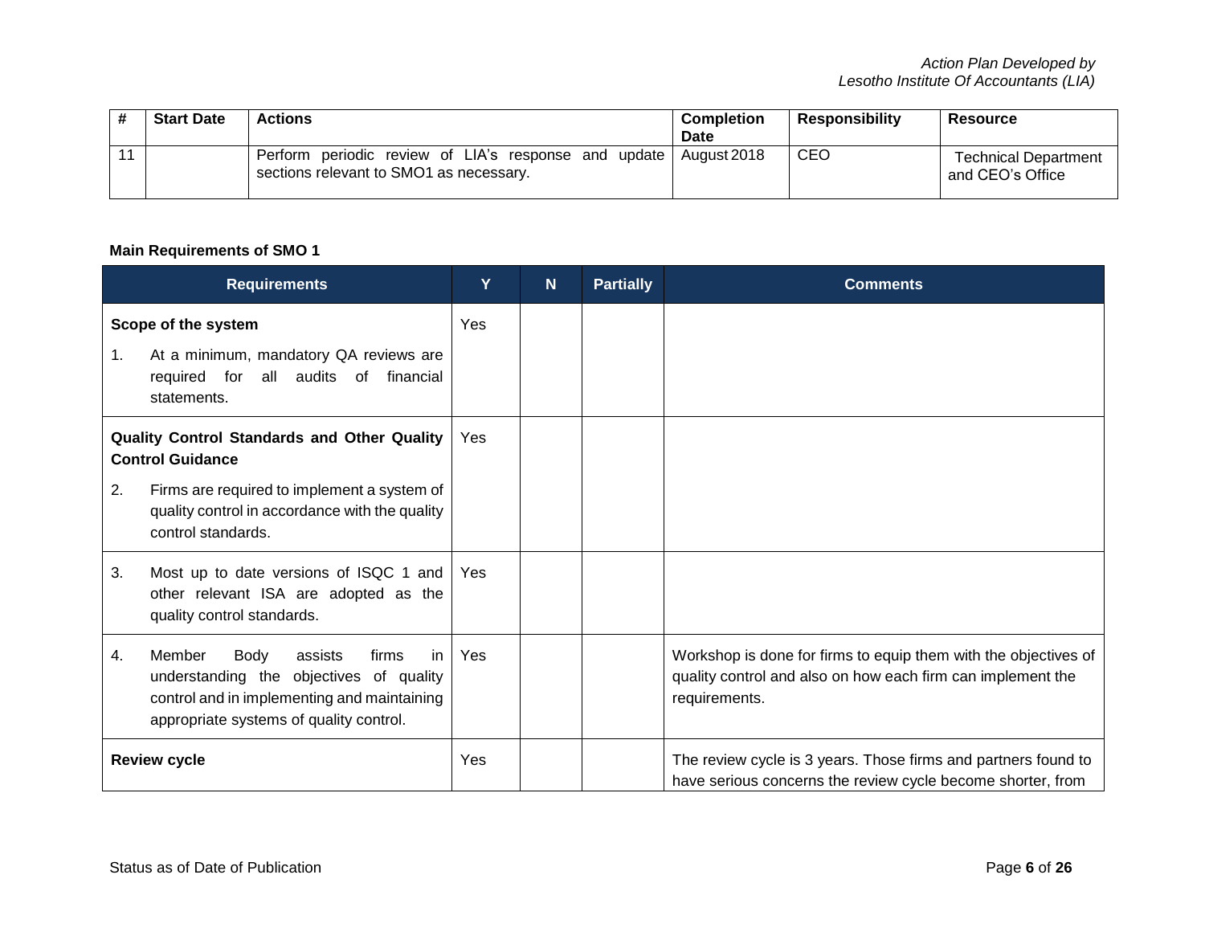| # | Start Date | Actions | Completion Date | Responsibility | Resource |
|---|---|---|---|---|---|
| 11 | | Perform periodic review of LIA's response and update sections relevant to SMO1 as necessary. | August 2018 | CEO | Technical Department and CEO's Office |

**Main Requirements of SMO 1**

| Requirements | Y | N | Partially | Comments |
|---|---|---|---|---|
| **Scope of the system**<br>1. At a minimum, mandatory QA reviews are required for all audits of financial statements. | Yes | | | |
| **Quality Control Standards and Other Quality Control Guidance**<br>2. Firms are required to implement a system of quality control in accordance with the quality control standards. | Yes | | | |
| 3. Most up to date versions of ISQC 1 and other relevant ISA are adopted as the quality control standards. | Yes | | | |
| 4. Member Body assists firms in understanding the objectives of quality control and in implementing and maintaining appropriate systems of quality control. | Yes | | | Workshop is done for firms to equip them with the objectives of quality control and also on how each firm can implement the requirements. |
| **Review cycle** | Yes | | | The review cycle is 3 years. Those firms and partners found to have serious concerns the review cycle become shorter, from |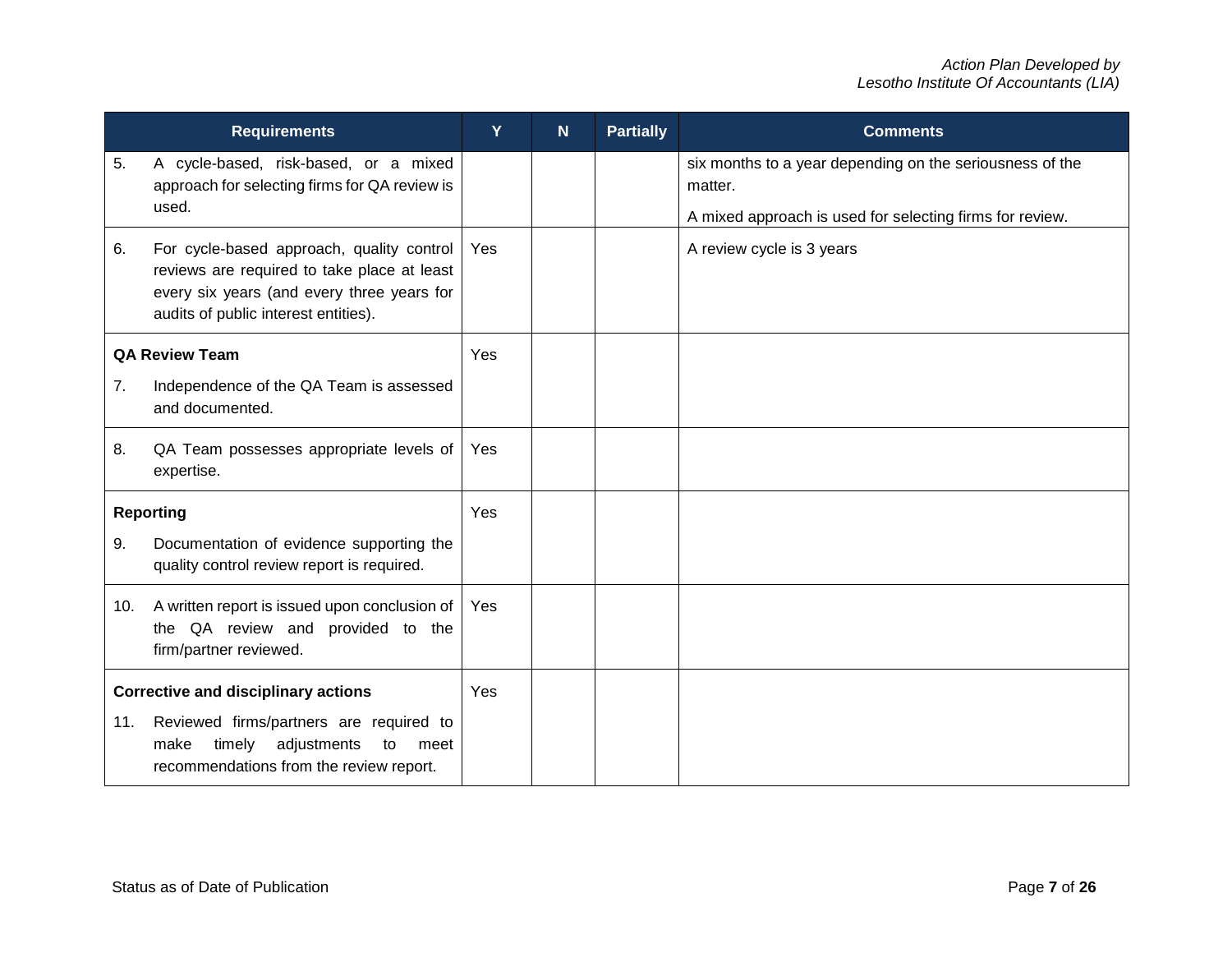| Requirements | Y | N | Partially | Comments |
|---|---|---|---|---|
| 5. A cycle-based, risk-based, or a mixed approach for selecting firms for QA review is used. | | | | six months to a year depending on the seriousness of the matter.<br>A mixed approach is used for selecting firms for review. |
| 6. For cycle-based approach, quality control reviews are required to take place at least every six years (and every three years for audits of public interest entities). | Yes | | | A review cycle is 3 years |
| **QA Review Team**<br>7. Independence of the QA Team is assessed and documented. | Yes | | | |
| 8. QA Team possesses appropriate levels of expertise. | Yes | | | |
| **Reporting**<br>9. Documentation of evidence supporting the quality control review report is required. | Yes | | | |
| 10. A written report is issued upon conclusion of the QA review and provided to the firm/partner reviewed. | Yes | | | |
| **Corrective and disciplinary actions**<br>11. Reviewed firms/partners are required to make timely adjustments to meet recommendations from the review report. | Yes | | | |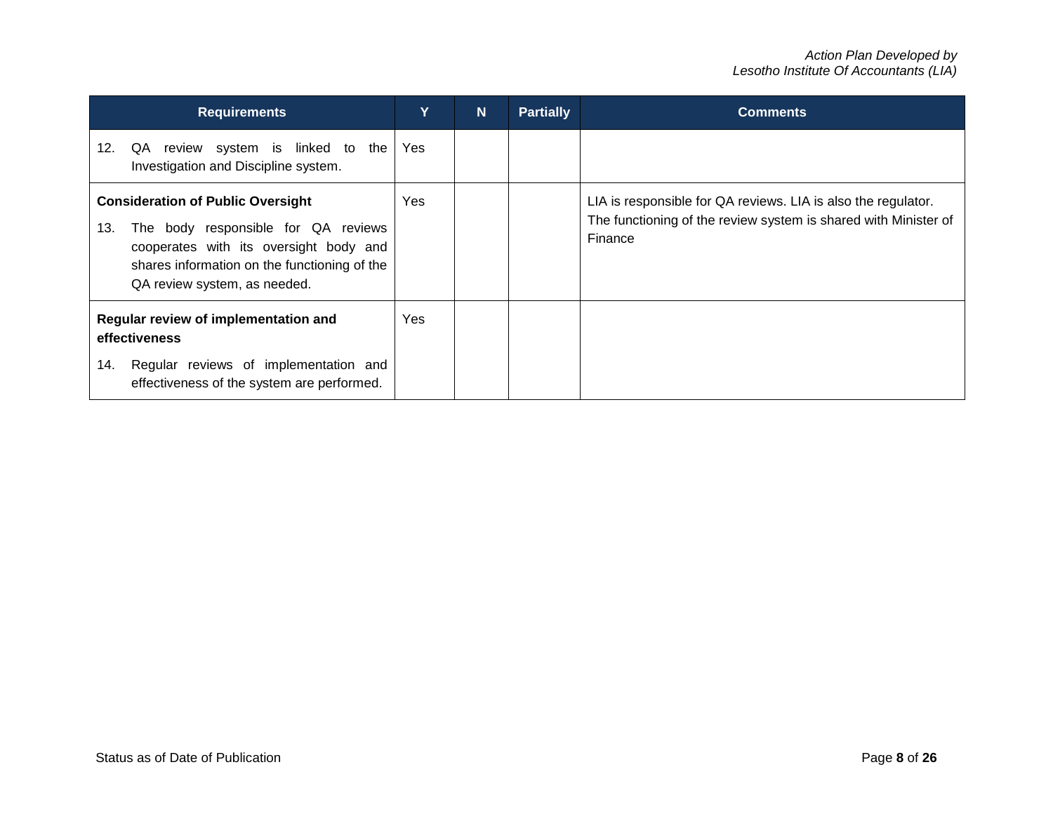| Requirements | Y | N | Partially | Comments |
|---|---|---|---|---|
| 12. QA review system is linked to the Investigation and Discipline system. | Yes | | | |
| **Consideration of Public Oversight**<br>13. The body responsible for QA reviews cooperates with its oversight body and shares information on the functioning of the QA review system, as needed. | Yes | | | LIA is responsible for QA reviews. LIA is also the regulator. The functioning of the review system is shared with Minister of Finance |
| **Regular review of implementation and effectiveness**<br>14. Regular reviews of implementation and effectiveness of the system are performed. | Yes | | | |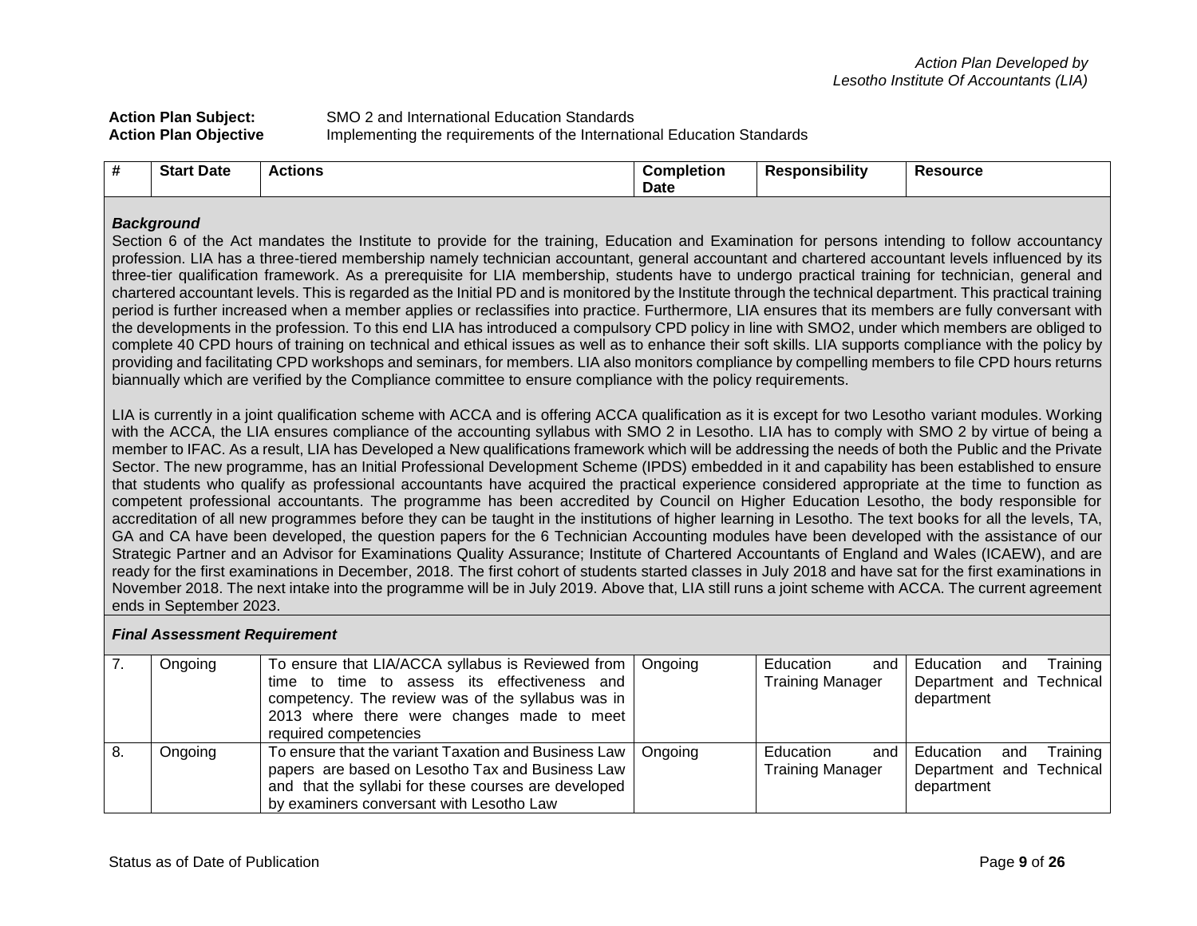**Action Plan Subject:** SMO 2 and International Education Standards
**Action Plan Objective** Implementing the requirements of the International Education Standards

| # | Start Date | Actions | Completion Date | Responsibility | Resource |
|---|---|---|---|---|---|
| ***Background*** | | | | | |
| Section 6 of the Act mandates the Institute to provide for the training, Education and Examination for persons intending to follow accountancy profession. LIA has a three-tiered membership namely technician accountant, general accountant and chartered accountant levels influenced by its three-tier qualification framework. As a prerequisite for LIA membership, students have to undergo practical training for technician, general and chartered accountant levels. This is regarded as the Initial PD and is monitored by the Institute through the technical department. This practical training period is further increased when a member applies or reclassifies into practice. Furthermore, LIA ensures that its members are fully conversant with the developments in the profession. To this end LIA has introduced a compulsory CPD policy in line with SMO2, under which members are obliged to complete 40 CPD hours of training on technical and ethical issues as well as to enhance their soft skills. LIA supports compliance with the policy by providing and facilitating CPD workshops and seminars, for members. LIA also monitors compliance by compelling members to file CPD hours returns biannually which are verified by the Compliance committee to ensure compliance with the policy requirements.<br><br>LIA is currently in a joint qualification scheme with ACCA and is offering ACCA qualification as it is except for two Lesotho variant modules. Working with the ACCA, the LIA ensures compliance of the accounting syllabus with SMO 2 in Lesotho. LIA has to comply with SMO 2 by virtue of being a member to IFAC. As a result, LIA has Developed a New qualifications framework which will be addressing the needs of both the Public and the Private Sector. The new programme, has an Initial Professional Development Scheme (IPDS) embedded in it and capability has been established to ensure that students who qualify as professional accountants have acquired the practical experience considered appropriate at the time to function as competent professional accountants. The programme has been accredited by Council on Higher Education Lesotho, the body responsible for accreditation of all new programmes before they can be taught in the institutions of higher learning in Lesotho. The text books for all the levels, TA, GA and CA have been developed, the question papers for the 6 Technician Accounting modules have been developed with the assistance of our Strategic Partner and an Advisor for Examinations Quality Assurance; Institute of Chartered Accountants of England and Wales (ICAEW), and are ready for the first examinations in December, 2018. The first cohort of students started classes in July 2018 and have sat for the first examinations in November 2018. The next intake into the programme will be in July 2019. Above that, LIA still runs a joint scheme with ACCA. The current agreement ends in September 2023. | | | | | |
| ***Final Assessment Requirement*** | | | | | |
| 7. | Ongoing | To ensure that LIA/ACCA syllabus is Reviewed from time to time to assess its effectiveness and competency. The review was of the syllabus was in 2013 where there were changes made to meet required competencies | Ongoing | Education and Training Manager | Education and Training Department and Technical department |
| 8. | Ongoing | To ensure that the variant Taxation and Business Law papers are based on Lesotho Tax and Business Law and that the syllabi for these courses are developed by examiners conversant with Lesotho Law | Ongoing | Education and Training Manager | Education and Training Department and Technical department |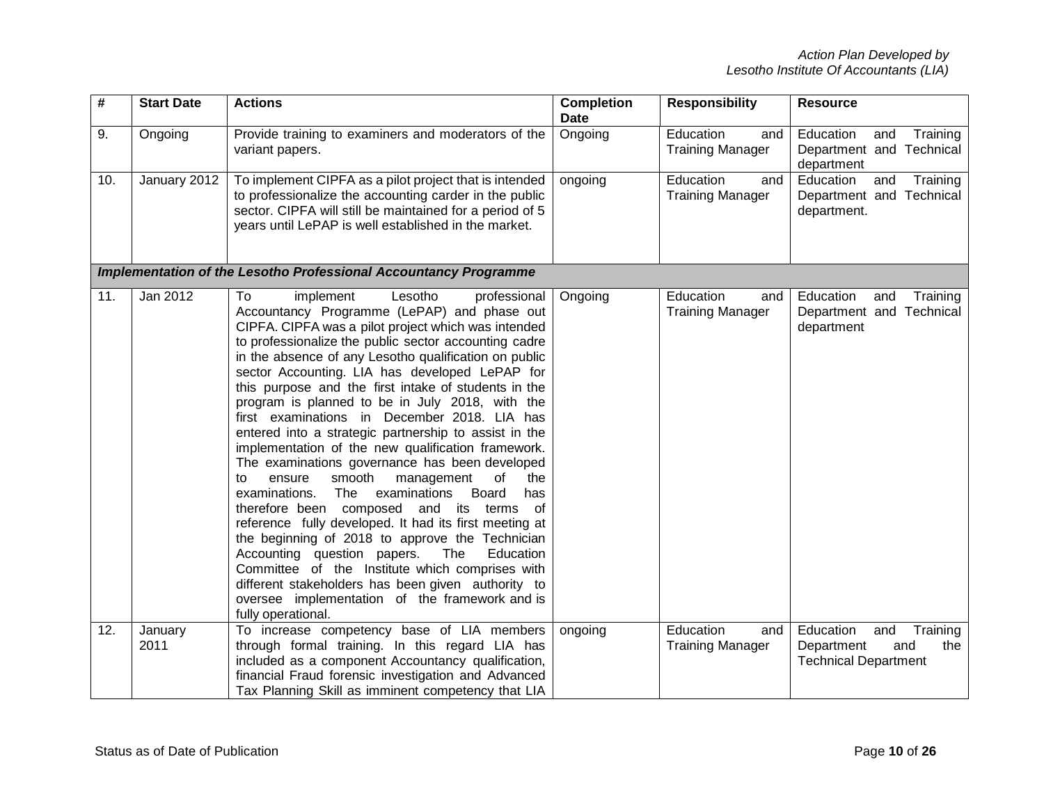| # | Start Date | Actions | Completion Date | Responsibility | Resource |
|---|---|---|---|---|---|
| 9. | Ongoing | Provide training to examiners and moderators of the variant papers. | Ongoing | Education and Training Manager | Education and Training Department and Technical department |
| 10. | January 2012 | To implement CIPFA as a pilot project that is intended to professionalize the accounting carder in the public sector. CIPFA will still be maintained for a period of 5 years until LePAP is well established in the market. | ongoing | Education and Training Manager | Education and Training Department and Technical department. |
| ***Implementation of the Lesotho Professional Accountancy Programme*** | | | | | |
| 11. | Jan 2012 | To implement Lesotho professional Accountancy Programme (LePAP) and phase out CIPFA. CIPFA was a pilot project which was intended to professionalize the public sector accounting cadre in the absence of any Lesotho qualification on public sector Accounting. LIA has developed LePAP for this purpose and the first intake of students in the program is planned to be in July 2018, with the first examinations in December 2018. LIA has entered into a strategic partnership to assist in the implementation of the new qualification framework. The examinations governance has been developed to ensure smooth management of the examinations. The examinations Board has therefore been composed and its terms of reference fully developed. It had its first meeting at the beginning of 2018 to approve the Technician Accounting question papers. The Education Committee of the Institute which comprises with different stakeholders has been given authority to oversee implementation of the framework and is fully operational. | Ongoing | Education and Training Manager | Education and Training Department and Technical department |
| 12. | January 2011 | To increase competency base of LIA members through formal training. In this regard LIA has included as a component Accountancy qualification, financial Fraud forensic investigation and Advanced Tax Planning Skill as imminent competency that LIA | ongoing | Education and Training Manager | Education and Training Department and the Technical Department |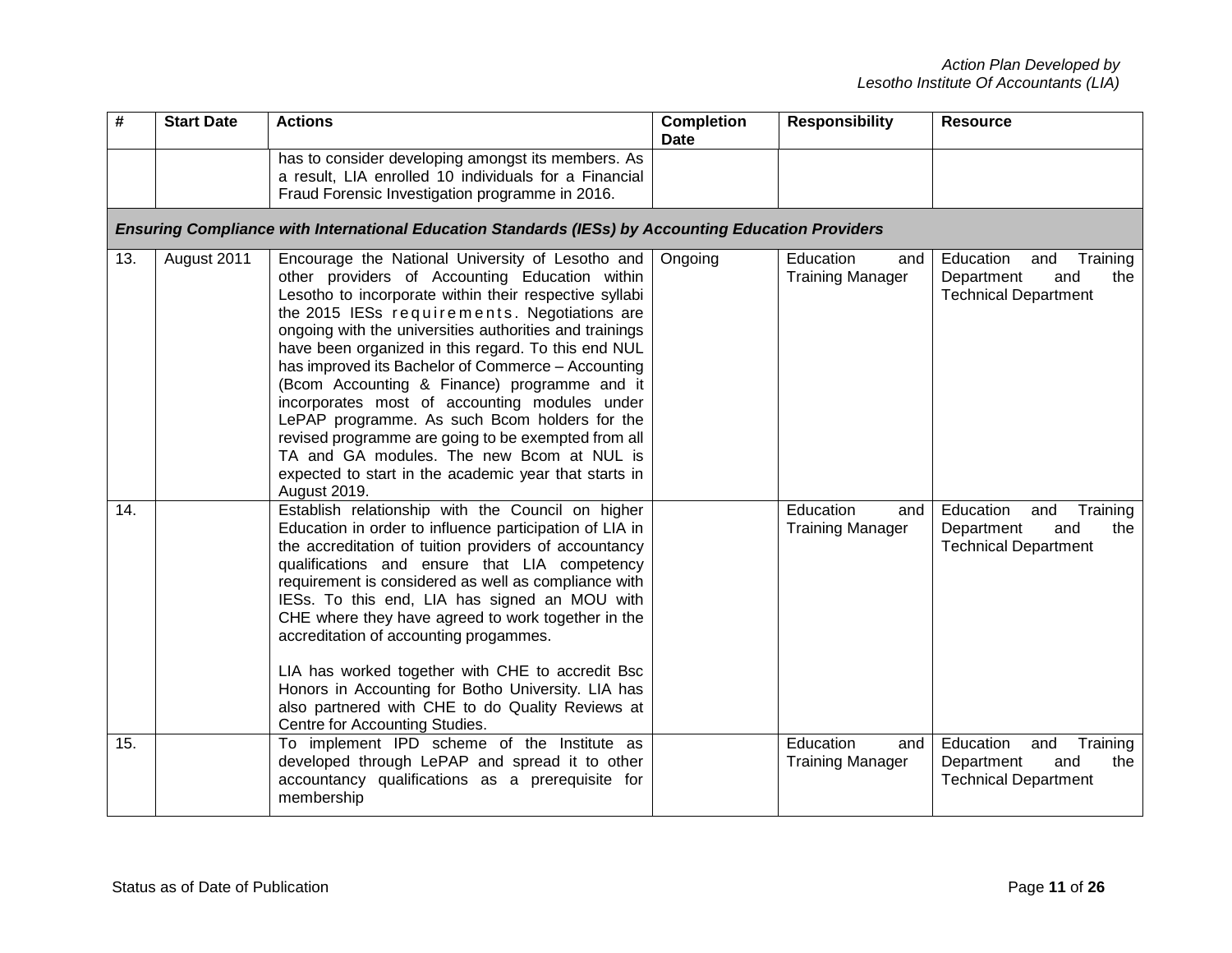| # | Start Date | Actions | Completion Date | Responsibility | Resource |
|---|---|---|---|---|---|
| | | has to consider developing amongst its members. As a result, LIA enrolled 10 individuals for a Financial Fraud Forensic Investigation programme in 2016. | | | |
| ***Ensuring Compliance with International Education Standards (IESs) by Accounting Education Providers*** | | | | | |
| 13. | August 2011 | Encourage the National University of Lesotho and other providers of Accounting Education within Lesotho to incorporate within their respective syllabi the 2015 IESs requirements. Negotiations are ongoing with the universities authorities and trainings have been organized in this regard. To this end NUL has improved its Bachelor of Commerce – Accounting (Bcom Accounting & Finance) programme and it incorporates most of accounting modules under LePAP programme. As such Bcom holders for the revised programme are going to be exempted from all TA and GA modules. The new Bcom at NUL is expected to start in the academic year that starts in August 2019. | Ongoing | Education and Training Manager | Education and Training Department and the Technical Department |
| 14. | | Establish relationship with the Council on higher Education in order to influence participation of LIA in the accreditation of tuition providers of accountancy qualifications and ensure that LIA competency requirement is considered as well as compliance with IESs. To this end, LIA has signed an MOU with CHE where they have agreed to work together in the accreditation of accounting progammes.<br><br>LIA has worked together with CHE to accredit Bsc Honors in Accounting for Botho University. LIA has also partnered with CHE to do Quality Reviews at Centre for Accounting Studies. | | Education and Training Manager | Education and Training Department and the Technical Department |
| 15. | | To implement IPD scheme of the Institute as developed through LePAP and spread it to other accountancy qualifications as a prerequisite for membership | | Education and Training Manager | Education and Training Department and the Technical Department |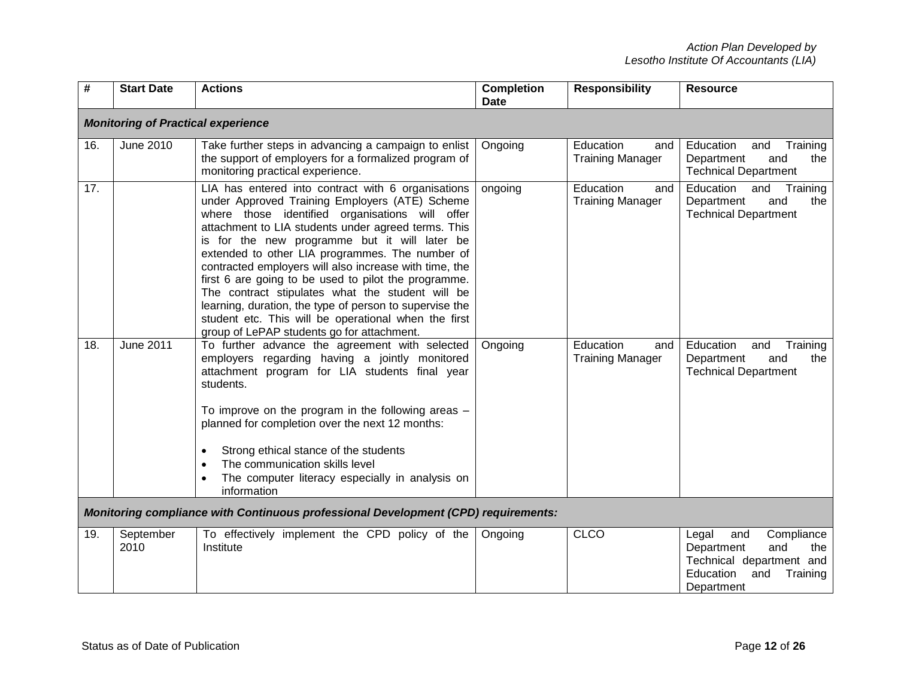| # | Start Date | Actions | Completion Date | Responsibility | Resource |
|---|---|---|---|---|---|
| ***Monitoring of Practical experience*** | | | | | |
| 16. | June 2010 | Take further steps in advancing a campaign to enlist the support of employers for a formalized program of monitoring practical experience. | Ongoing | Education and Training Manager | Education and Training Department and the Technical Department |
| 17. | | LIA has entered into contract with 6 organisations under Approved Training Employers (ATE) Scheme where those identified organisations will offer attachment to LIA students under agreed terms. This is for the new programme but it will later be extended to other LIA programmes. The number of contracted employers will also increase with time, the first 6 are going to be used to pilot the programme. The contract stipulates what the student will be learning, duration, the type of person to supervise the student etc. This will be operational when the first group of LePAP students go for attachment. | ongoing | Education and Training Manager | Education and Training Department and the Technical Department |
| 18. | June 2011 | To further advance the agreement with selected employers regarding having a jointly monitored attachment program for LIA students final year students.<br><br>To improve on the program in the following areas – planned for completion over the next 12 months:<br><br>• Strong ethical stance of the students<br>• The communication skills level<br>• The computer literacy especially in analysis on information | Ongoing | Education and Training Manager | Education and Training Department and the Technical Department |
| ***Monitoring compliance with Continuous professional Development (CPD) requirements:*** | | | | | |
| 19. | September 2010 | To effectively implement the CPD policy of the Institute | Ongoing | CLCO | Legal and Compliance Department and the Technical department and Education and Training Department |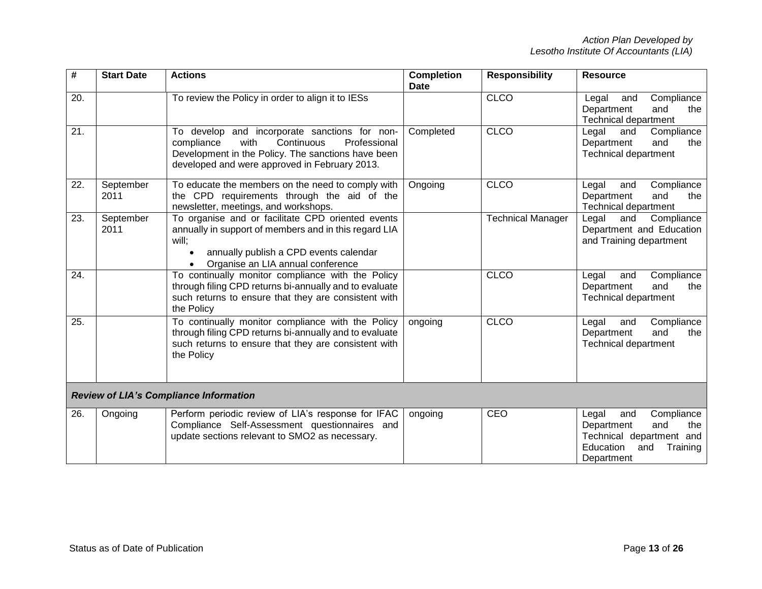| # | Start Date | Actions | Completion Date | Responsibility | Resource |
|---|---|---|---|---|---|
| 20. | | To review the Policy in order to align it to IESs | | CLCO | Legal and Compliance Department and the Technical department |
| 21. | | To develop and incorporate sanctions for non-compliance with Continuous Professional Development in the Policy. The sanctions have been developed and were approved in February 2013. | Completed | CLCO | Legal and Compliance Department and the Technical department |
| 22. | September 2011 | To educate the members on the need to comply with the CPD requirements through the aid of the newsletter, meetings, and workshops. | Ongoing | CLCO | Legal and Compliance Department and the Technical department |
| 23. | September 2011 | To organise and or facilitate CPD oriented events annually in support of members and in this regard LIA will;<br>• annually publish a CPD events calendar<br>• Organise an LIA annual conference | | Technical Manager | Legal and Compliance Department and Education and Training department |
| 24. | | To continually monitor compliance with the Policy through filing CPD returns bi-annually and to evaluate such returns to ensure that they are consistent with the Policy | | CLCO | Legal and Compliance Department and the Technical department |
| 25. | | To continually monitor compliance with the Policy through filing CPD returns bi-annually and to evaluate such returns to ensure that they are consistent with the Policy | ongoing | CLCO | Legal and Compliance Department and the Technical department |
| ***Review of LIA's Compliance Information*** | | | | | |
| 26. | Ongoing | Perform periodic review of LIA's response for IFAC Compliance Self-Assessment questionnaires and update sections relevant to SMO2 as necessary. | ongoing | CEO | Legal and Compliance Department and the Technical department and Education and Training Department |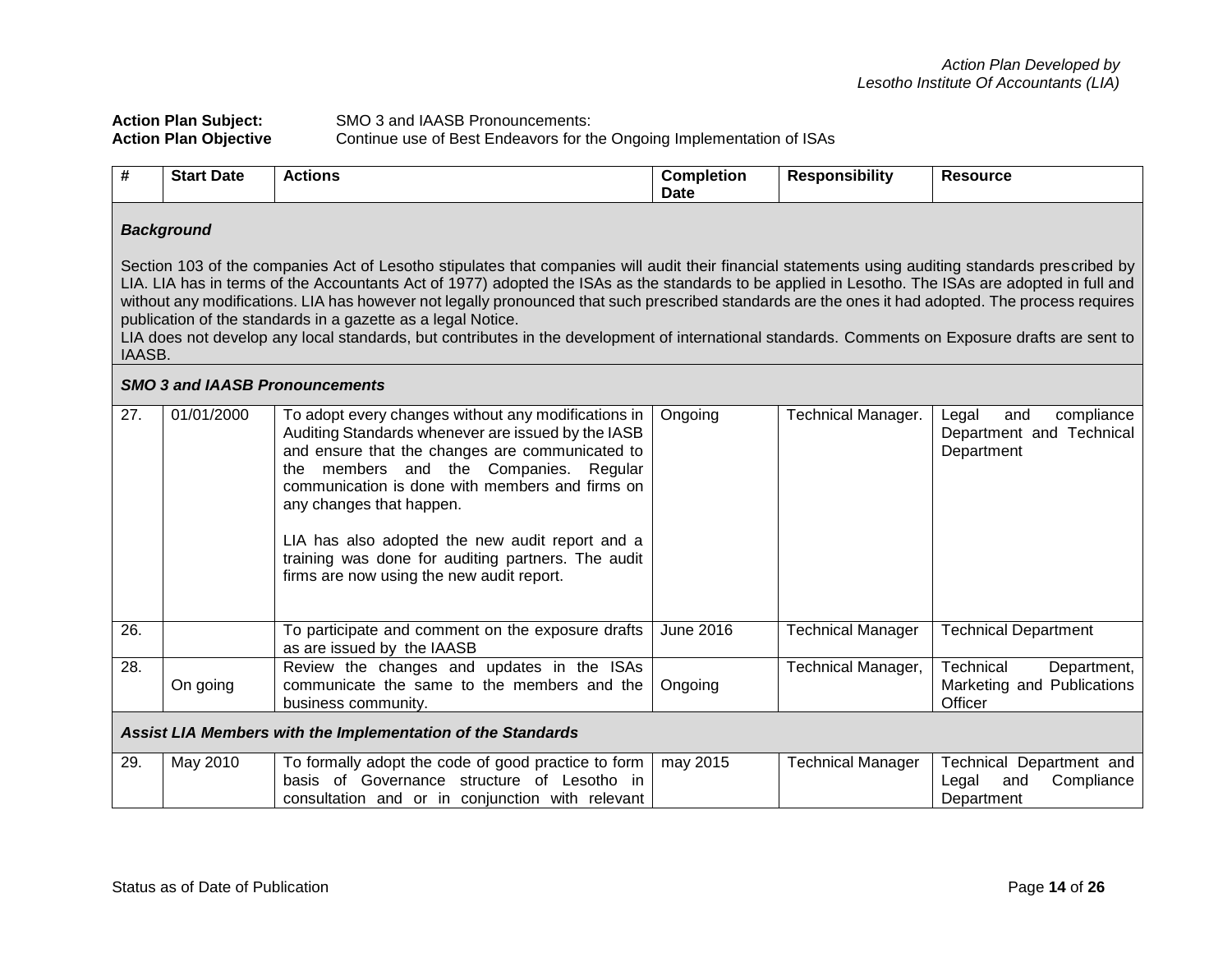**Action Plan Subject:** SMO 3 and IAASB Pronouncements:
**Action Plan Objective** Continue use of Best Endeavors for the Ongoing Implementation of ISAs

| # | Start Date | Actions | Completion Date | Responsibility | Resource |
|---|---|---|---|---|---|
| ***Background***<br><br>Section 103 of the companies Act of Lesotho stipulates that companies will audit their financial statements using auditing standards prescribed by LIA. LIA has in terms of the Accountants Act of 1977) adopted the ISAs as the standards to be applied in Lesotho. The ISAs are adopted in full and without any modifications. LIA has however not legally pronounced that such prescribed standards are the ones it had adopted. The process requires publication of the standards in a gazette as a legal Notice.<br>LIA does not develop any local standards, but contributes in the development of international standards. Comments on Exposure drafts are sent to IAASB. | | | | | |
| ***SMO 3 and IAASB Pronouncements*** | | | | | |
| 27. | 01/01/2000 | To adopt every changes without any modifications in Auditing Standards whenever are issued by the IASB and ensure that the changes are communicated to the members and the Companies. Regular communication is done with members and firms on any changes that happen.<br><br>LIA has also adopted the new audit report and a training was done for auditing partners. The audit firms are now using the new audit report. | Ongoing | Technical Manager. | Legal and compliance Department and Technical Department |
| 26. | | To participate and comment on the exposure drafts as are issued by the IAASB | June 2016 | Technical Manager | Technical Department |
| 28. | On going | Review the changes and updates in the ISAs communicate the same to the members and the business community. | Ongoing | Technical Manager, | Technical Department, Marketing and Publications Officer |
| ***Assist LIA Members with the Implementation of the Standards*** | | | | | |
| 29. | May 2010 | To formally adopt the code of good practice to form basis of Governance structure of Lesotho in consultation and or in conjunction with relevant | may 2015 | Technical Manager | Technical Department and Legal and Compliance Department |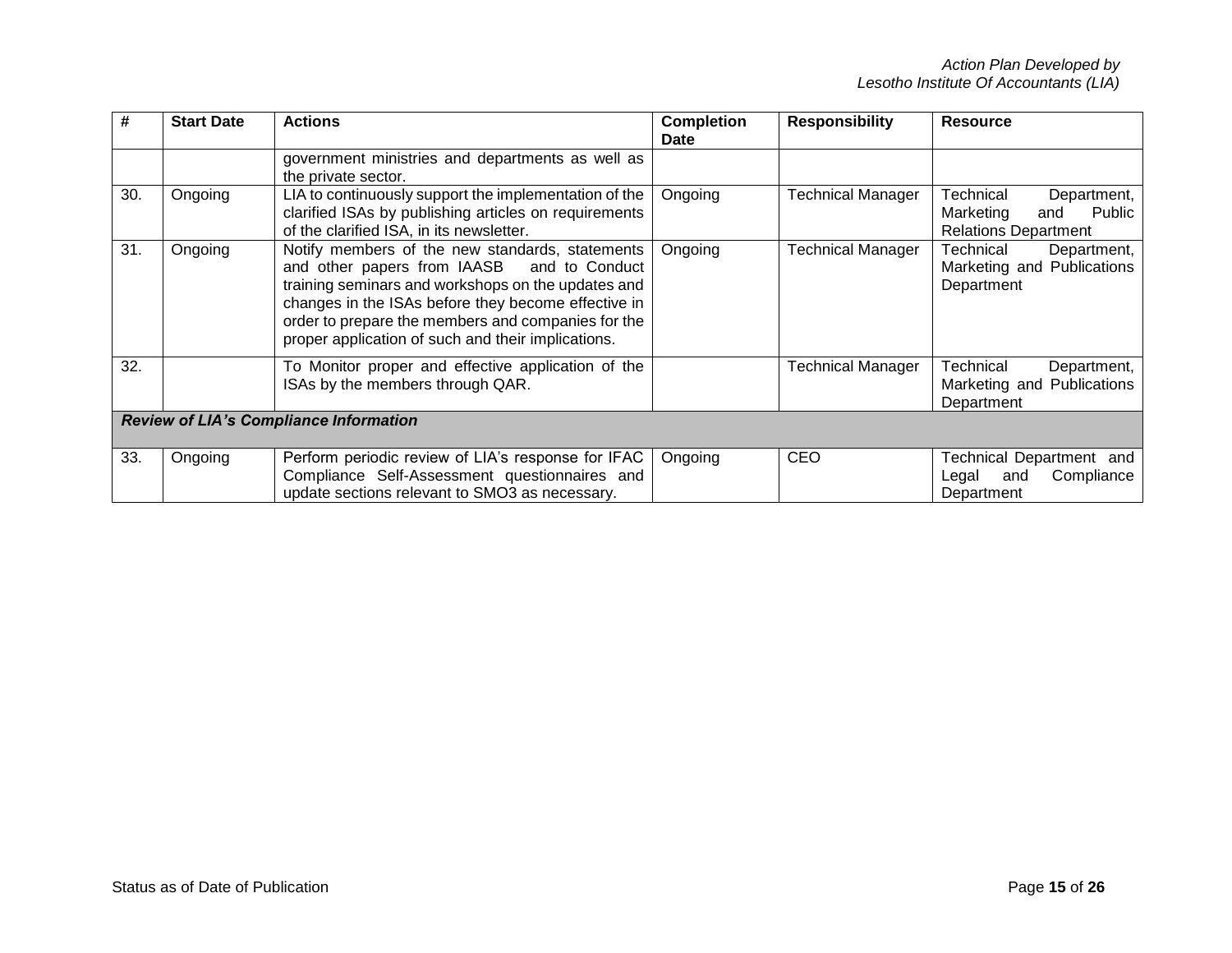| # | Start Date | Actions | Completion Date | Responsibility | Resource |
|---|---|---|---|---|---|
| | | government ministries and departments as well as the private sector. | | | |
| 30. | Ongoing | LIA to continuously support the implementation of the clarified ISAs by publishing articles on requirements of the clarified ISA, in its newsletter. | Ongoing | Technical Manager | Technical Department, Marketing and Public Relations Department |
| 31. | Ongoing | Notify members of the new standards, statements and other papers from IAASB and to Conduct training seminars and workshops on the updates and changes in the ISAs before they become effective in order to prepare the members and companies for the proper application of such and their implications. | Ongoing | Technical Manager | Technical Department, Marketing and Publications Department |
| 32. | | To Monitor proper and effective application of the ISAs by the members through QAR. | | Technical Manager | Technical Department, Marketing and Publications Department |
| ***Review of LIA's Compliance Information*** | | | | | |
| 33. | Ongoing | Perform periodic review of LIA's response for IFAC Compliance Self-Assessment questionnaires and update sections relevant to SMO3 as necessary. | Ongoing | CEO | Technical Department and Legal and Compliance Department |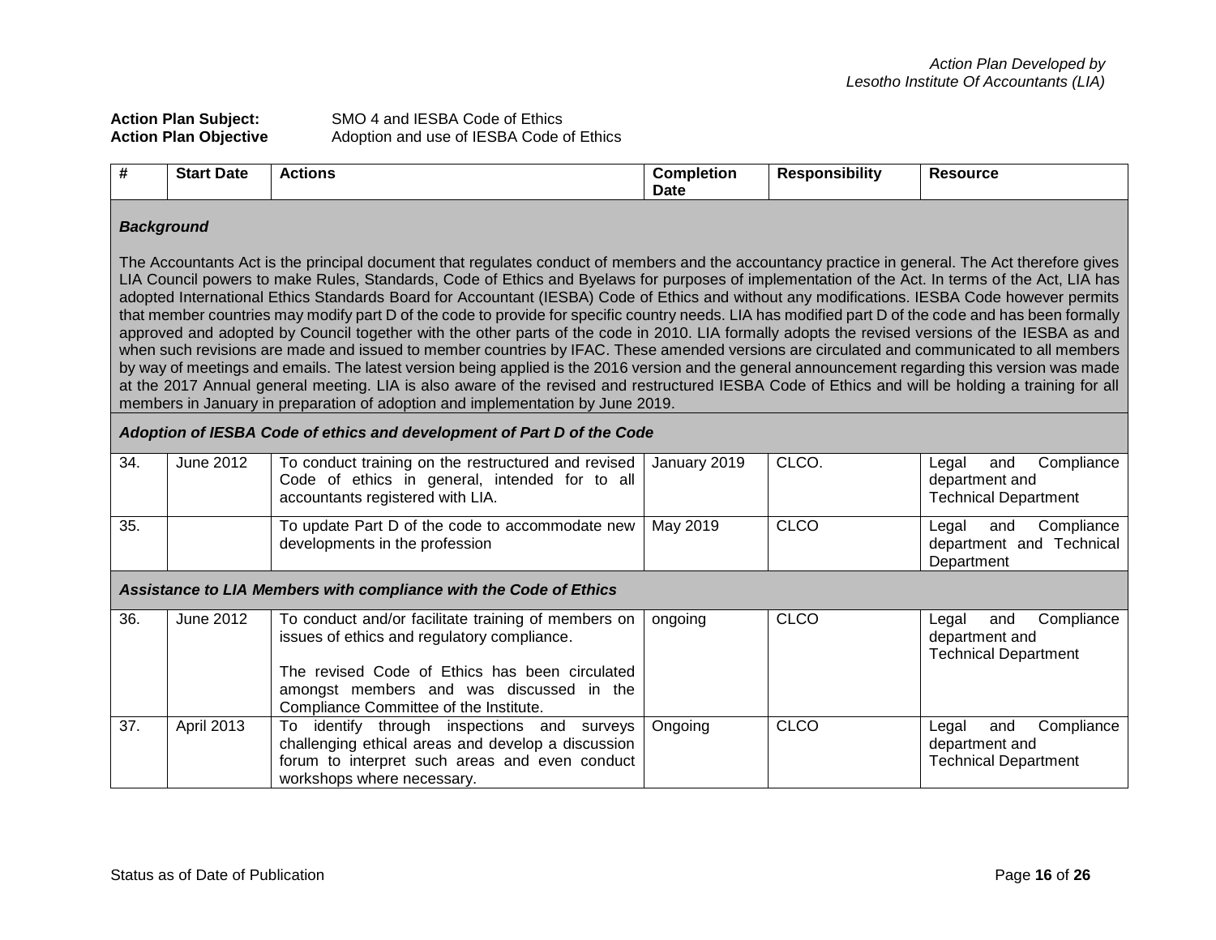**Action Plan Subject:** SMO 4 and IESBA Code of Ethics
**Action Plan Objective** Adoption and use of IESBA Code of Ethics

| # | Start Date | Actions | Completion Date | Responsibility | Resource |
|---|---|---|---|---|---|
| ***Background***<br><br>The Accountants Act is the principal document that regulates conduct of members and the accountancy practice in general. The Act therefore gives LIA Council powers to make Rules, Standards, Code of Ethics and Byelaws for purposes of implementation of the Act. In terms of the Act, LIA has adopted International Ethics Standards Board for Accountant (IESBA) Code of Ethics and without any modifications. IESBA Code however permits that member countries may modify part D of the code to provide for specific country needs. LIA has modified part D of the code and has been formally approved and adopted by Council together with the other parts of the code in 2010. LIA formally adopts the revised versions of the IESBA as and when such revisions are made and issued to member countries by IFAC. These amended versions are circulated and communicated to all members by way of meetings and emails. The latest version being applied is the 2016 version and the general announcement regarding this version was made at the 2017 Annual general meeting. LIA is also aware of the revised and restructured IESBA Code of Ethics and will be holding a training for all members in January in preparation of adoption and implementation by June 2019. | | | | | |
| ***Adoption of IESBA Code of ethics and development of Part D of the Code*** | | | | | |
| 34. | June 2012 | To conduct training on the restructured and revised Code of ethics in general, intended for to all accountants registered with LIA. | January 2019 | CLCO. | Legal and Compliance department and Technical Department |
| 35. | | To update Part D of the code to accommodate new developments in the profession | May 2019 | CLCO | Legal and Compliance department and Technical Department |
| ***Assistance to LIA Members with compliance with the Code of Ethics*** | | | | | |
| 36. | June 2012 | To conduct and/or facilitate training of members on issues of ethics and regulatory compliance.<br><br>The revised Code of Ethics has been circulated amongst members and was discussed in the Compliance Committee of the Institute. | ongoing | CLCO | Legal and Compliance department and Technical Department |
| 37. | April 2013 | To identify through inspections and surveys challenging ethical areas and develop a discussion forum to interpret such areas and even conduct workshops where necessary. | Ongoing | CLCO | Legal and Compliance department and Technical Department |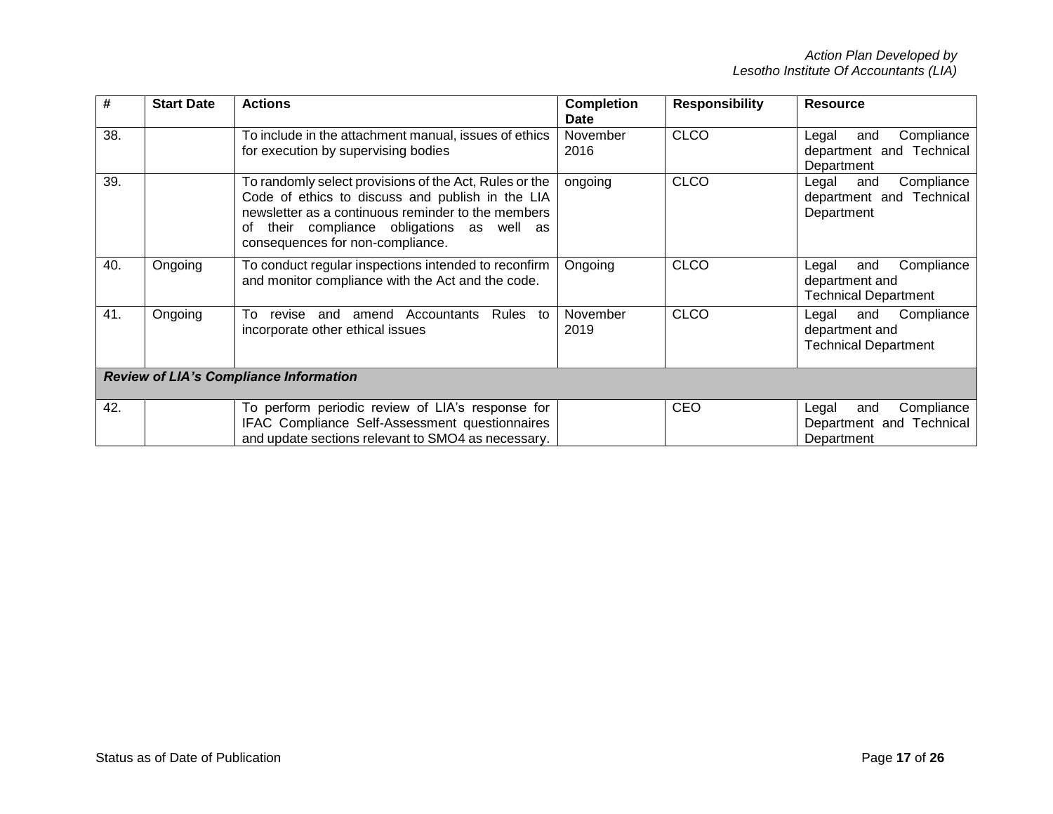| # | Start Date | Actions | Completion Date | Responsibility | Resource |
|---|---|---|---|---|---|
| 38. | | To include in the attachment manual, issues of ethics for execution by supervising bodies | November 2016 | CLCO | Legal and Compliance department and Technical Department |
| 39. | | To randomly select provisions of the Act, Rules or the Code of ethics to discuss and publish in the LIA newsletter as a continuous reminder to the members of their compliance obligations as well as consequences for non-compliance. | ongoing | CLCO | Legal and Compliance department and Technical Department |
| 40. | Ongoing | To conduct regular inspections intended to reconfirm and monitor compliance with the Act and the code. | Ongoing | CLCO | Legal and Compliance department and Technical Department |
| 41. | Ongoing | To revise and amend Accountants Rules to incorporate other ethical issues | November 2019 | CLCO | Legal and Compliance department and Technical Department |
| ***Review of LIA's Compliance Information*** | | | | | |
| 42. | | To perform periodic review of LIA's response for IFAC Compliance Self-Assessment questionnaires and update sections relevant to SMO4 as necessary. | | CEO | Legal and Compliance Department and Technical Department |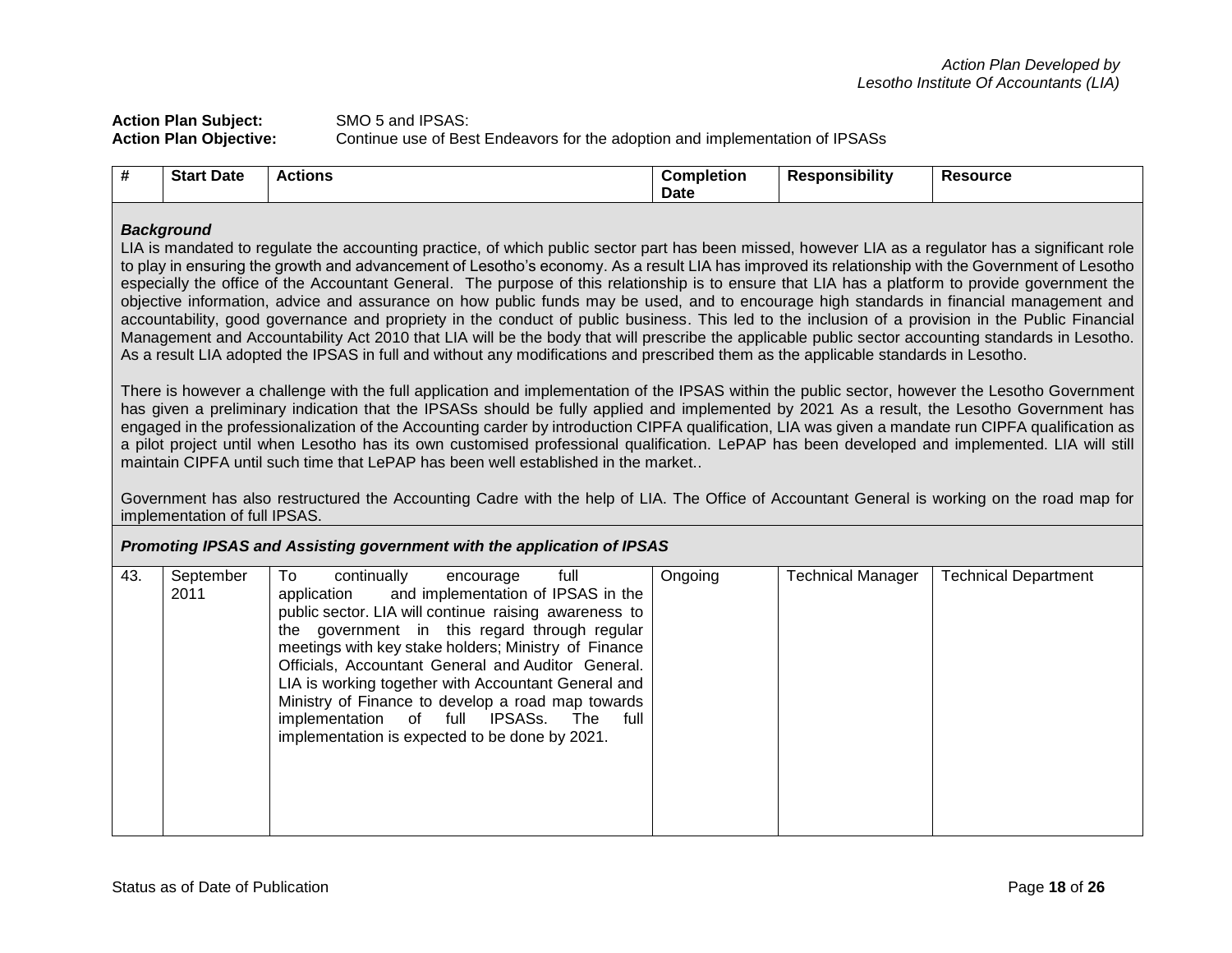*Action Plan Developed by Lesotho Institute Of Accountants (LIA)*

**Action Plan Subject:** SMO 5 and IPSAS:

**Action Plan Objective:** Continue use of Best Endeavors for the adoption and implementation of IPSASs

| # | Start Date | Actions | Completion Date | Responsibility | Resource |
|---|---|---|---|---|---|
| ***Background*** | | | | | |
| LIA is mandated to regulate the accounting practice, of which public sector part has been missed, however LIA as a regulator has a significant role to play in ensuring the growth and advancement of Lesotho's economy. As a result LIA has improved its relationship with the Government of Lesotho especially the office of the Accountant General. The purpose of this relationship is to ensure that LIA has a platform to provide government the objective information, advice and assurance on how public funds may be used, and to encourage high standards in financial management and accountability, good governance and propriety in the conduct of public business. This led to the inclusion of a provision in the Public Financial Management and Accountability Act 2010 that LIA will be the body that will prescribe the applicable public sector accounting standards in Lesotho. As a result LIA adopted the IPSAS in full and without any modifications and prescribed them as the applicable standards in Lesotho. There is however a challenge with the full application and implementation of the IPSAS within the public sector, however the Lesotho Government has given a preliminary indication that the IPSASs should be fully applied and implemented by 2021 As a result, the Lesotho Government has engaged in the professionalization of the Accounting carder by introduction CIPFA qualification, LIA was given a mandate run CIPFA qualification as a pilot project until when Lesotho has its own customised professional qualification. LePAP has been developed and implemented. LIA will still maintain CIPFA until such time that LePAP has been well established in the market.. Government has also restructured the Accounting Cadre with the help of LIA. The Office of Accountant General is working on the road map for implementation of full IPSAS. | | | | | |
| ***Promoting IPSAS and Assisting government with the application of IPSAS*** | | | | | |
| 43. | September 2011 | To continually encourage full application and implementation of IPSAS in the public sector. LIA will continue raising awareness to the government in this regard through regular meetings with key stake holders; Ministry of Finance Officials, Accountant General and Auditor General. LIA is working together with Accountant General and Ministry of Finance to develop a road map towards implementation of full IPSASs. The full implementation is expected to be done by 2021. | Ongoing | Technical Manager | Technical Department |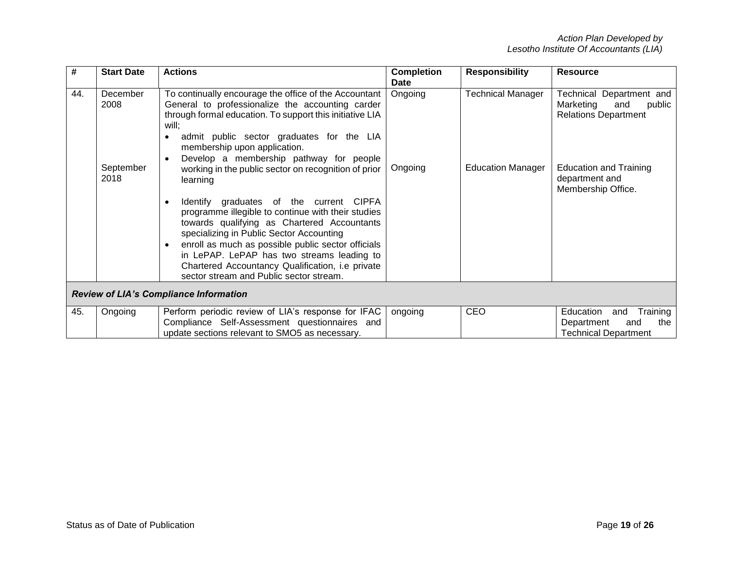| # | Start Date | Actions | Completion Date | Responsibility | Resource |
|---|---|---|---|---|---|
| 44. | December 2008<br><br>September 2018 | To continually encourage the office of the Accountant General to professionalize the accounting carder through formal education. To support this initiative LIA will;<br>• admit public sector graduates for the LIA membership upon application.<br>• Develop a membership pathway for people working in the public sector on recognition of prior learning<br>• Identify graduates of the current CIPFA programme illegible to continue with their studies towards qualifying as Chartered Accountants specializing in Public Sector Accounting<br>• enroll as much as possible public sector officials in LePAP. LePAP has two streams leading to Chartered Accountancy Qualification, i.e private sector stream and Public sector stream. | Ongoing<br><br>Ongoing | Technical Manager<br><br>Education Manager | Technical Department and Marketing and public Relations Department<br><br>Education and Training department and Membership Office. |
| ***Review of LIA's Compliance Information*** | | | | | |
| 45. | Ongoing | Perform periodic review of LIA's response for IFAC Compliance Self-Assessment questionnaires and update sections relevant to SMO5 as necessary. | ongoing | CEO | Education and Training Department and the Technical Department |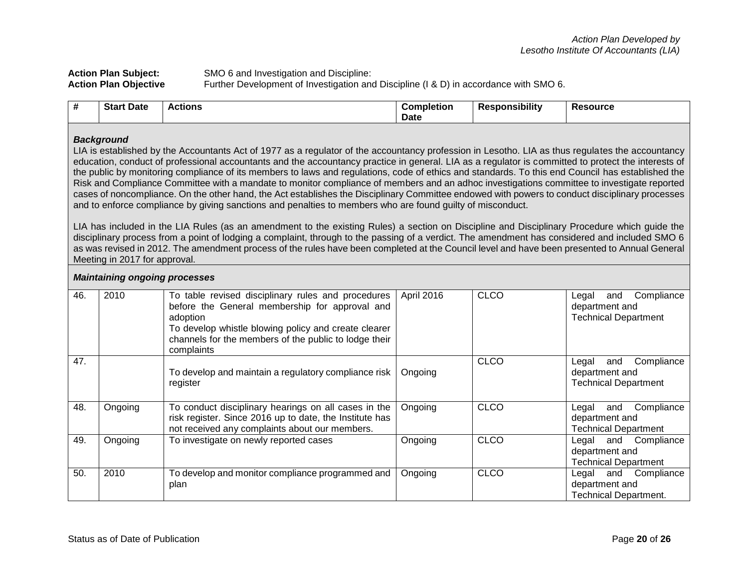*Action Plan Developed by*
*Lesotho Institute Of Accountants (LIA)*

**Action Plan Subject:** SMO 6 and Investigation and Discipline:
**Action Plan Objective** Further Development of Investigation and Discipline (I & D) in accordance with SMO 6.

| # | Start Date | Actions | Completion Date | Responsibility | Resource |
|---|---|---|---|---|---|
| ***Background***<br>LIA is established by the Accountants Act of 1977 as a regulator of the accountancy profession in Lesotho. LIA as thus regulates the accountancy education, conduct of professional accountants and the accountancy practice in general. LIA as a regulator is committed to protect the interests of the public by monitoring compliance of its members to laws and regulations, code of ethics and standards. To this end Council has established the Risk and Compliance Committee with a mandate to monitor compliance of members and an adhoc investigations committee to investigate reported cases of noncompliance. On the other hand, the Act establishes the Disciplinary Committee endowed with powers to conduct disciplinary processes and to enforce compliance by giving sanctions and penalties to members who are found guilty of misconduct.<br><br>LIA has included in the LIA Rules (as an amendment to the existing Rules) a section on Discipline and Disciplinary Procedure which guide the disciplinary process from a point of lodging a complaint, through to the passing of a verdict. The amendment has considered and included SMO 6 as was revised in 2012. The amendment process of the rules have been completed at the Council level and have been presented to Annual General Meeting in 2017 for approval. | | | | | |
| ***Maintaining ongoing processes*** | | | | | |
| 46. | 2010 | To table revised disciplinary rules and procedures before the General membership for approval and adoption<br>To develop whistle blowing policy and create clearer channels for the members of the public to lodge their complaints | April 2016 | CLCO | Legal and Compliance department and Technical Department |
| 47. | | To develop and maintain a regulatory compliance risk register | Ongoing | CLCO | Legal and Compliance department and Technical Department |
| 48. | Ongoing | To conduct disciplinary hearings on all cases in the risk register. Since 2016 up to date, the Institute has not received any complaints about our members. | Ongoing | CLCO | Legal and Compliance department and Technical Department |
| 49. | Ongoing | To investigate on newly reported cases | Ongoing | CLCO | Legal and Compliance department and Technical Department |
| 50. | 2010 | To develop and monitor compliance programmed and plan | Ongoing | CLCO | Legal and Compliance department and Technical Department. |

Status as of Date of Publication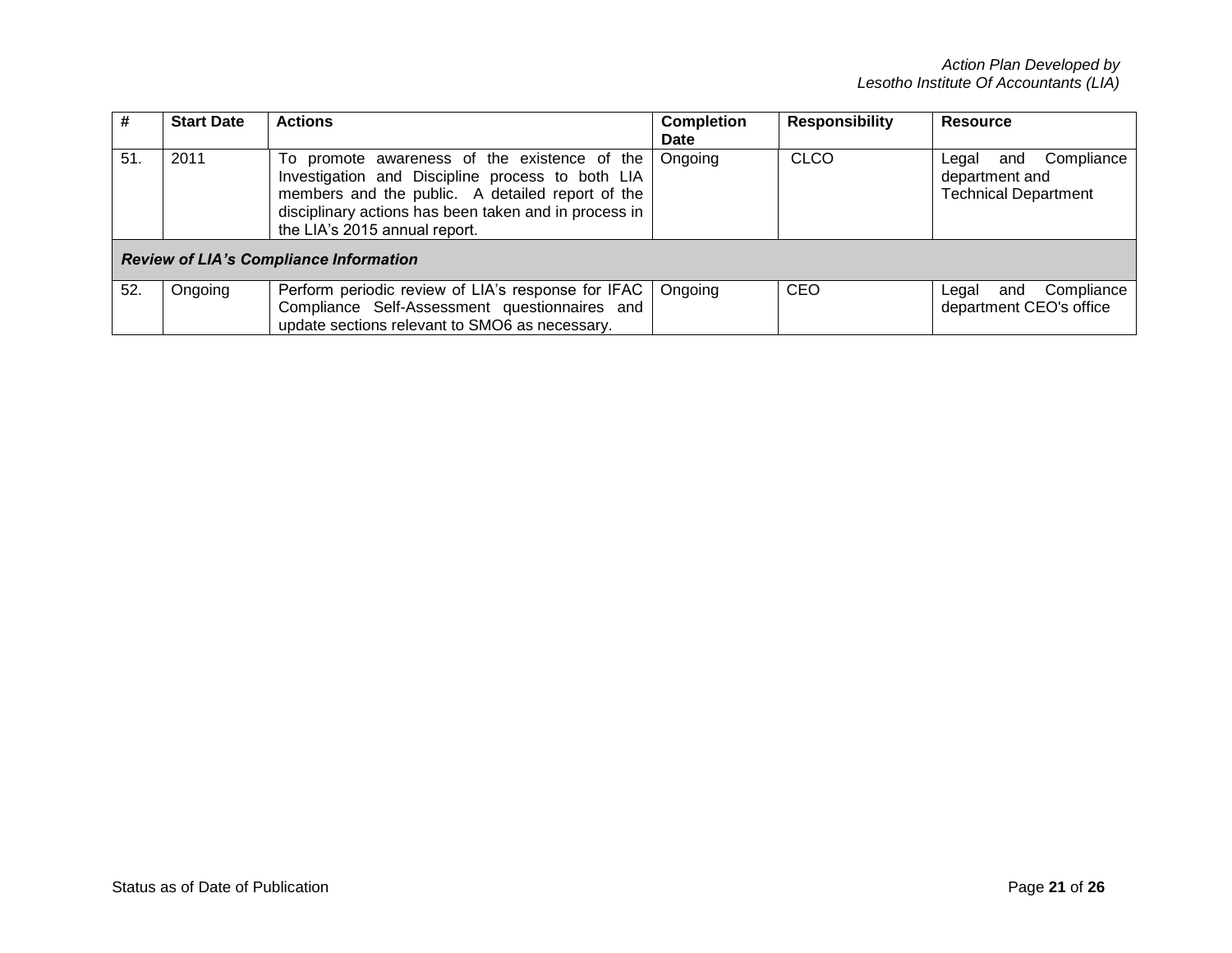| # | Start Date | Actions | Completion Date | Responsibility | Resource |
|---|---|---|---|---|---|
| 51. | 2011 | To promote awareness of the existence of the Investigation and Discipline process to both LIA members and the public. A detailed report of the disciplinary actions has been taken and in process in the LIA's 2015 annual report. | Ongoing | CLCO | Legal and Compliance department and Technical Department |
| ***Review of LIA's Compliance Information*** | | | | | |
| 52. | Ongoing | Perform periodic review of LIA's response for IFAC Compliance Self-Assessment questionnaires and update sections relevant to SMO6 as necessary. | Ongoing | CEO | Legal and Compliance department CEO's office |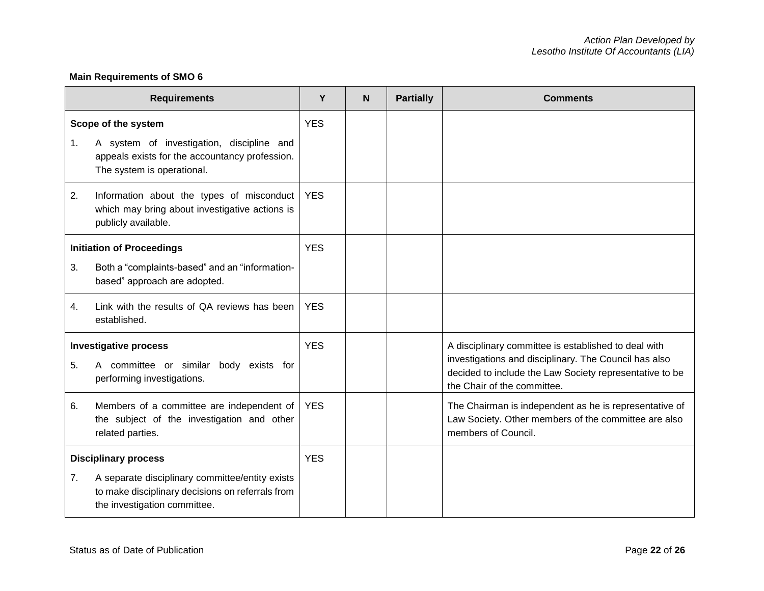**Main Requirements of SMO 6**

| Requirements | Y | N | Partially | Comments |
|---|---|---|---|---|
| **Scope of the system**<br>1. A system of investigation, discipline and appeals exists for the accountancy profession. The system is operational. | YES | | | |
| 2. Information about the types of misconduct which may bring about investigative actions is publicly available. | YES | | | |
| **Initiation of Proceedings**<br>3. Both a "complaints-based" and an "information-based" approach are adopted. | YES | | | |
| 4. Link with the results of QA reviews has been established. | YES | | | |
| **Investigative process**<br>5. A committee or similar body exists for performing investigations. | YES | | | A disciplinary committee is established to deal with investigations and disciplinary. The Council has also decided to include the Law Society representative to be the Chair of the committee. |
| 6. Members of a committee are independent of the subject of the investigation and other related parties. | YES | | | The Chairman is independent as he is representative of Law Society. Other members of the committee are also members of Council. |
| **Disciplinary process**<br>7. A separate disciplinary committee/entity exists to make disciplinary decisions on referrals from the investigation committee. | YES | | | |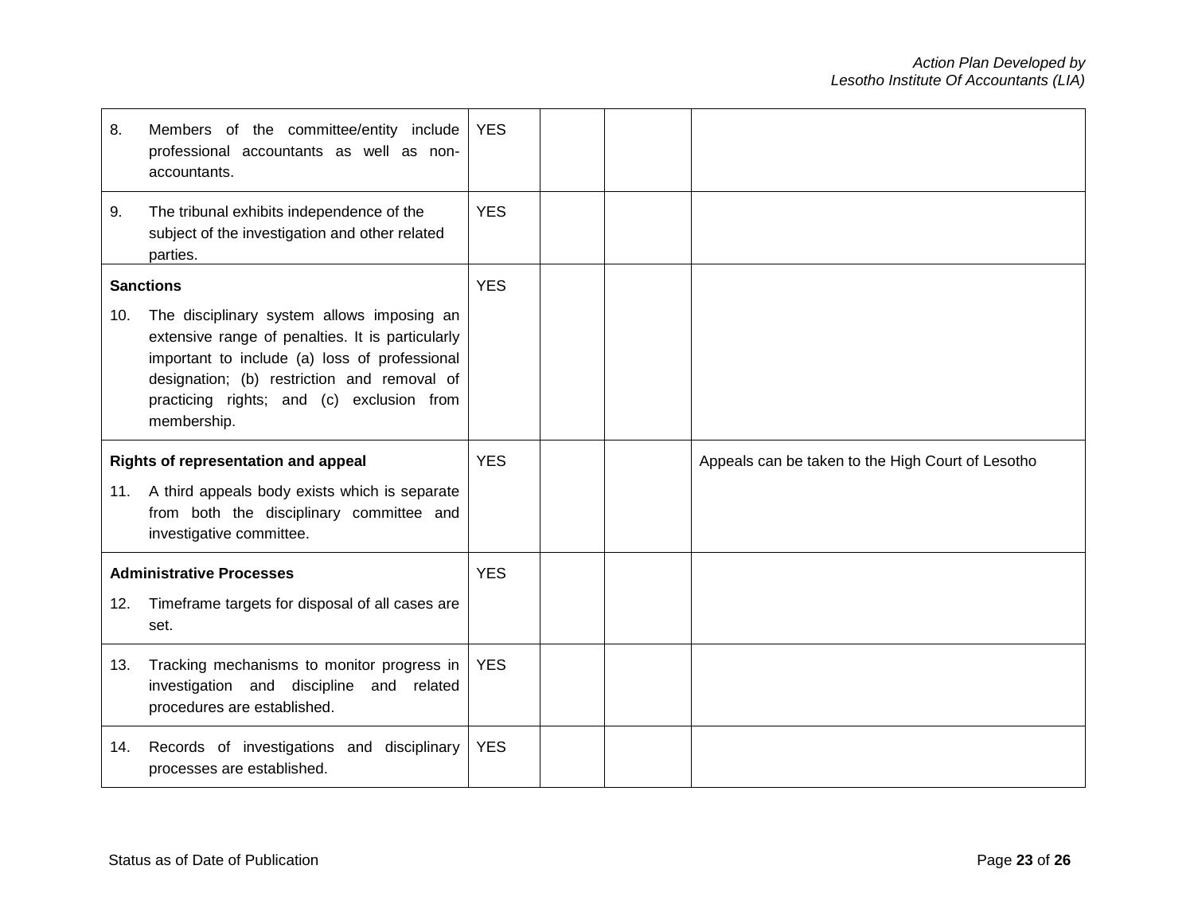| | | | | |
|---|---|---|---|---|
| 8. Members of the committee/entity include professional accountants as well as non-accountants. | YES | | | |
| 9. The tribunal exhibits independence of the subject of the investigation and other related parties. | YES | | | |
| **Sanctions**<br>10. The disciplinary system allows imposing an extensive range of penalties. It is particularly important to include (a) loss of professional designation; (b) restriction and removal of practicing rights; and (c) exclusion from membership. | YES | | | |
| **Rights of representation and appeal**<br>11. A third appeals body exists which is separate from both the disciplinary committee and investigative committee. | YES | | | Appeals can be taken to the High Court of Lesotho |
| **Administrative Processes**<br>12. Timeframe targets for disposal of all cases are set. | YES | | | |
| 13. Tracking mechanisms to monitor progress in investigation and discipline and related procedures are established. | YES | | | |
| 14. Records of investigations and disciplinary processes are established. | YES | | | |

Status as of Date of Publication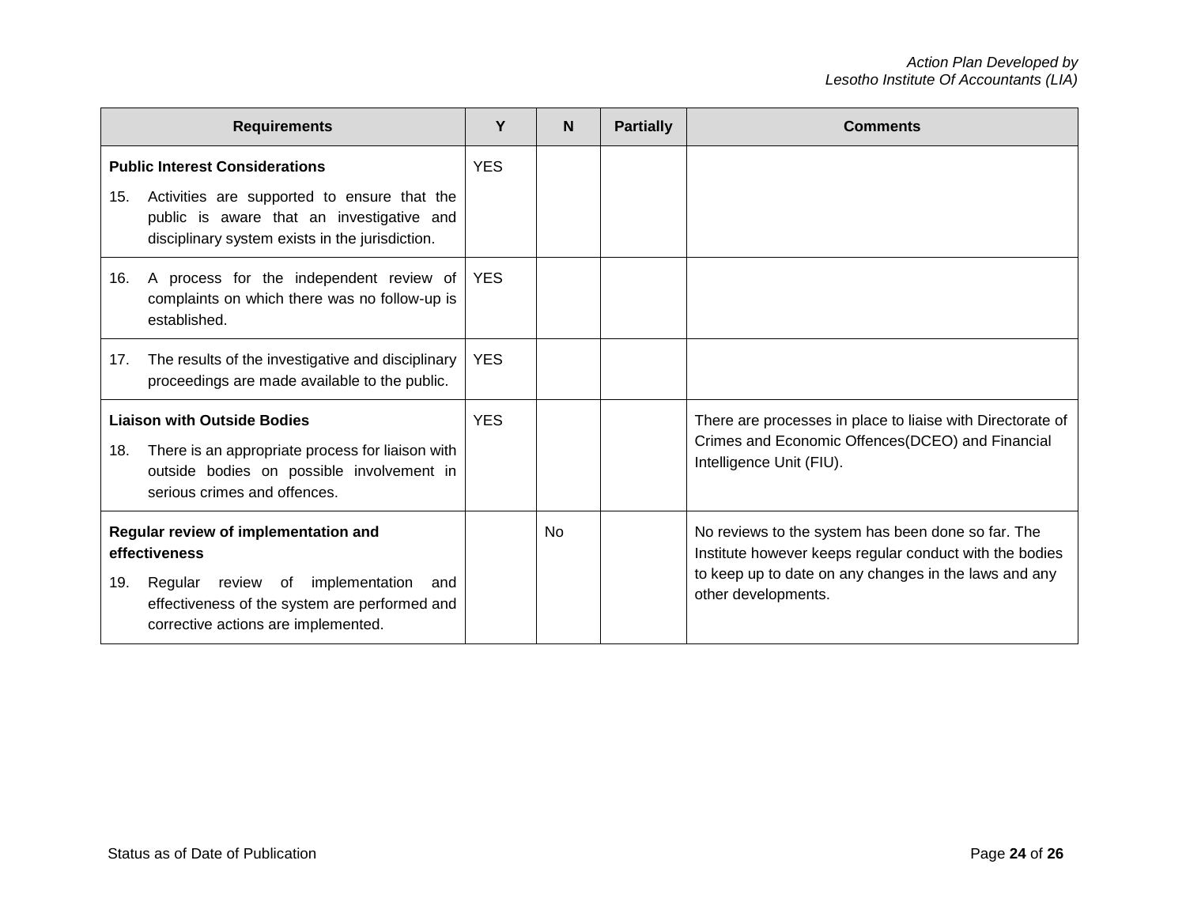| Requirements | Y | N | Partially | Comments |
|---|---|---|---|---|
| **Public Interest Considerations**<br>15. Activities are supported to ensure that the public is aware that an investigative and disciplinary system exists in the jurisdiction. | YES | | | |
| 16. A process for the independent review of complaints on which there was no follow-up is established. | YES | | | |
| 17. The results of the investigative and disciplinary proceedings are made available to the public. | YES | | | |
| **Liaison with Outside Bodies**<br>18. There is an appropriate process for liaison with outside bodies on possible involvement in serious crimes and offences. | YES | | | There are processes in place to liaise with Directorate of Crimes and Economic Offences(DCEO) and Financial Intelligence Unit (FIU). |
| **Regular review of implementation and effectiveness**<br>19. Regular review of implementation and effectiveness of the system are performed and corrective actions are implemented. | | No | | No reviews to the system has been done so far. The Institute however keeps regular conduct with the bodies to keep up to date on any changes in the laws and any other developments. |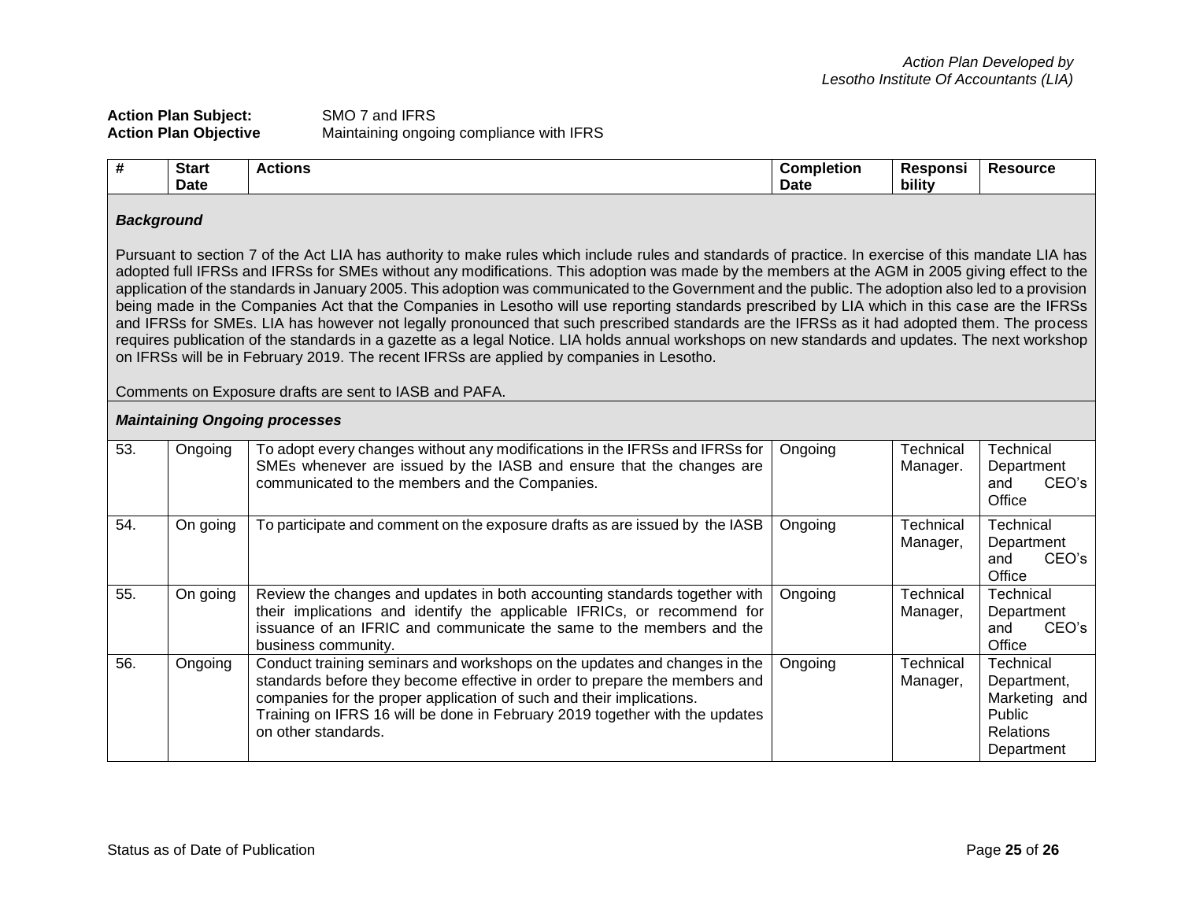*Action Plan Developed by*
*Lesotho Institute Of Accountants (LIA)*

**Action Plan Subject:** SMO 7 and IFRS
**Action Plan Objective** Maintaining ongoing compliance with IFRS

| # | Start Date | Actions | Completion Date | Responsibility | Resource |
|---|---|---|---|---|---|
| ***Background***<br><br>Pursuant to section 7 of the Act LIA has authority to make rules which include rules and standards of practice. In exercise of this mandate LIA has adopted full IFRSs and IFRSs for SMEs without any modifications. This adoption was made by the members at the AGM in 2005 giving effect to the application of the standards in January 2005. This adoption was communicated to the Government and the public. The adoption also led to a provision being made in the Companies Act that the Companies in Lesotho will use reporting standards prescribed by LIA which in this case are the IFRSs and IFRSs for SMEs. LIA has however not legally pronounced that such prescribed standards are the IFRSs as it had adopted them. The process requires publication of the standards in a gazette as a legal Notice. LIA holds annual workshops on new standards and updates. The next workshop on IFRSs will be in February 2019. The recent IFRSs are applied by companies in Lesotho.<br><br>Comments on Exposure drafts are sent to IASB and PAFA. | | | | | |
| ***Maintaining Ongoing processes*** | | | | | |
| 53. | Ongoing | To adopt every changes without any modifications in the IFRSs and IFRSs for SMEs whenever are issued by the IASB and ensure that the changes are communicated to the members and the Companies. | Ongoing | Technical Manager. | Technical Department and CEO's Office |
| 54. | On going | To participate and comment on the exposure drafts as are issued by the IASB | Ongoing | Technical Manager, | Technical Department and CEO's Office |
| 55. | On going | Review the changes and updates in both accounting standards together with their implications and identify the applicable IFRICs, or recommend for issuance of an IFRIC and communicate the same to the members and the business community. | Ongoing | Technical Manager, | Technical Department and CEO's Office |
| 56. | Ongoing | Conduct training seminars and workshops on the updates and changes in the standards before they become effective in order to prepare the members and companies for the proper application of such and their implications.<br>Training on IFRS 16 will be done in February 2019 together with the updates on other standards. | Ongoing | Technical Manager, | Technical Department, Marketing and Public Relations Department |

Status as of Date of Publication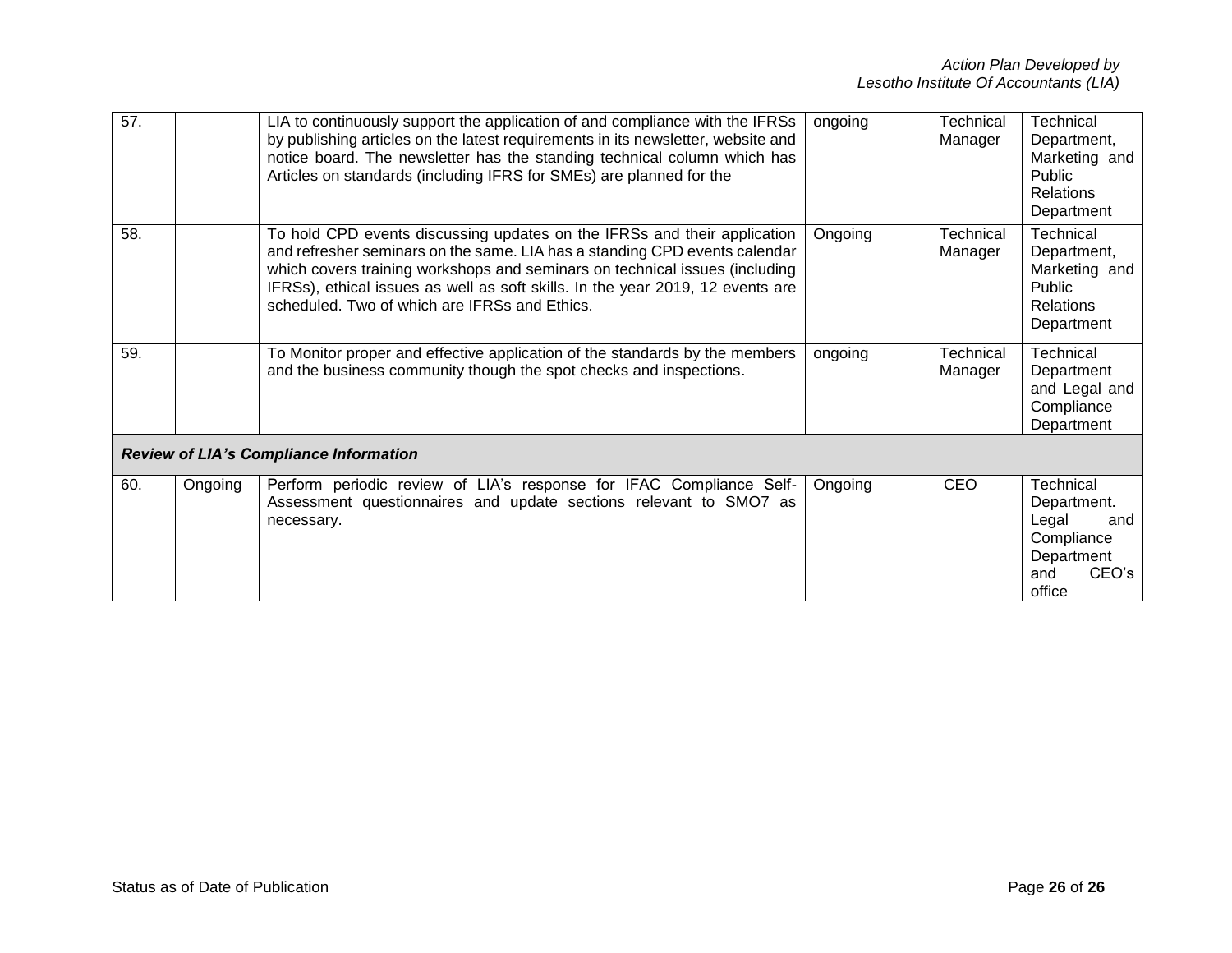| | | | | | |
|---|---|---|---|---|---|
| 57. | | LIA to continuously support the application of and compliance with the IFRSs by publishing articles on the latest requirements in its newsletter, website and notice board. The newsletter has the standing technical column which has Articles on standards (including IFRS for SMEs) are planned for the | ongoing | Technical Manager | Technical Department, Marketing and Public Relations Department |
| 58. | | To hold CPD events discussing updates on the IFRSs and their application and refresher seminars on the same. LIA has a standing CPD events calendar which covers training workshops and seminars on technical issues (including IFRSs), ethical issues as well as soft skills. In the year 2019, 12 events are scheduled. Two of which are IFRSs and Ethics. | Ongoing | Technical Manager | Technical Department, Marketing and Public Relations Department |
| 59. | | To Monitor proper and effective application of the standards by the members and the business community though the spot checks and inspections. | ongoing | Technical Manager | Technical Department and Legal and Compliance Department |
| ***Review of LIA's Compliance Information*** | | | | | |
| 60. | Ongoing | Perform periodic review of LIA's response for IFAC Compliance Self-Assessment questionnaires and update sections relevant to SMO7 as necessary. | Ongoing | CEO | Technical Department. Legal and Compliance Department and CEO's office |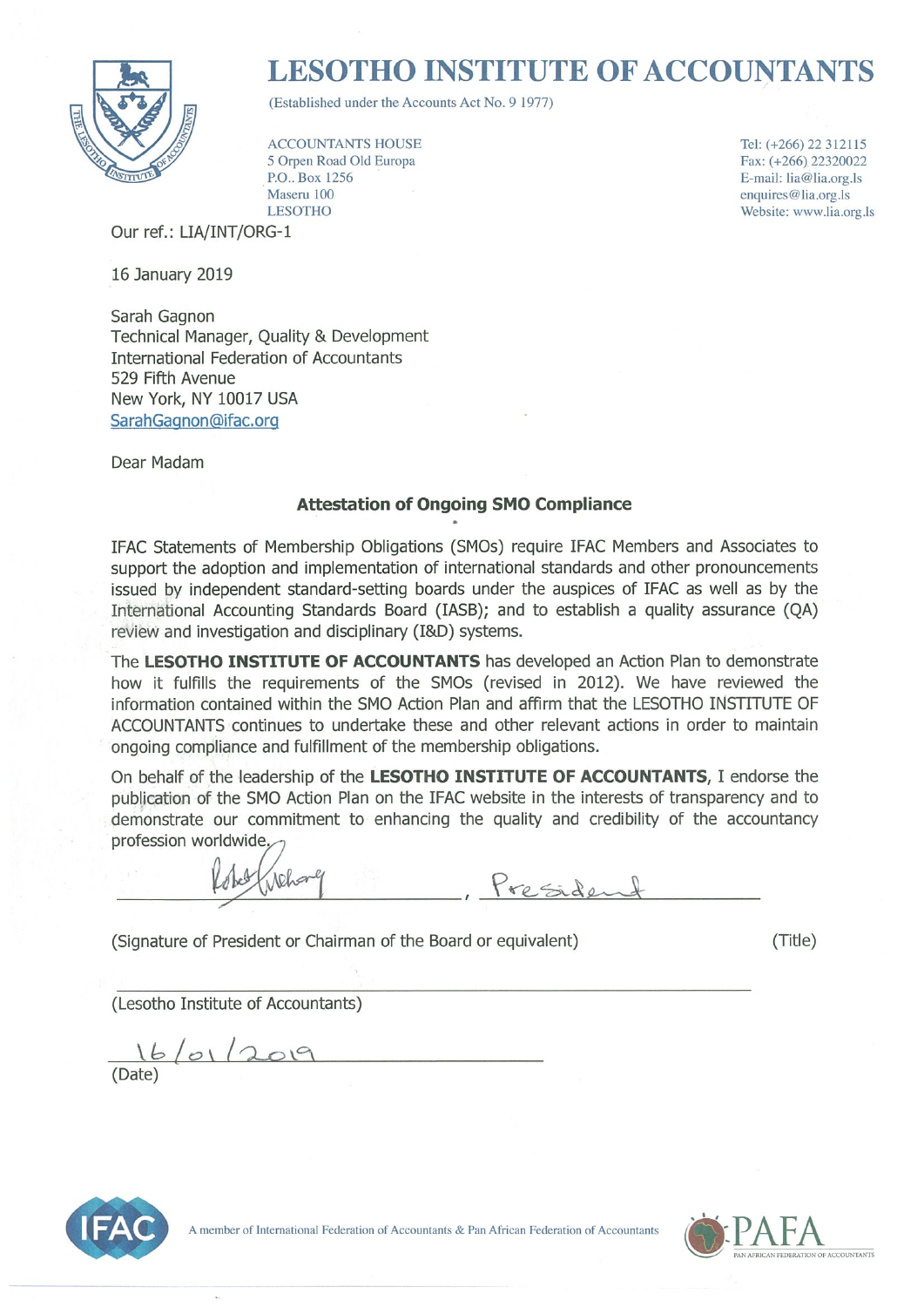# LESOTHO INSTITUTE OF ACCOUNTANTS

(Established under the Accounts Act No. 9 1977)

ACCOUNTANTS HOUSE
5 Orpen Road Old Europa
P.O.. Box 1256
Maseru 100
LESOTHO

Tel: (+266) 22 312115
Fax: (+266) 22320022
E-mail: lia@lia.org.ls
enquires@lia.org.ls
Website: www.lia.org.ls

Our ref.: LIA/INT/ORG-1

16 January 2019

Sarah Gagnon
Technical Manager, Quality & Development
International Federation of Accountants
529 Fifth Avenue
New York, NY 10017 USA
SarahGagnon@ifac.org

Dear Madam

**Attestation of Ongoing SMO Compliance**

IFAC Statements of Membership Obligations (SMOs) require IFAC Members and Associates to support the adoption and implementation of international standards and other pronouncements issued by independent standard-setting boards under the auspices of IFAC as well as by the International Accounting Standards Board (IASB); and to establish a quality assurance (QA) review and investigation and disciplinary (I&D) systems.

The **LESOTHO INSTITUTE OF ACCOUNTANTS** has developed an Action Plan to demonstrate how it fulfills the requirements of the SMOs (revised in 2012). We have reviewed the information contained within the SMO Action Plan and affirm that the LESOTHO INSTITUTE OF ACCOUNTANTS continues to undertake these and other relevant actions in order to maintain ongoing compliance and fulfillment of the membership obligations.

On behalf of the leadership of the **LESOTHO INSTITUTE OF ACCOUNTANTS**, I endorse the publication of the SMO Action Plan on the IFAC website in the interests of transparency and to demonstrate our commitment to enhancing the quality and credibility of the accountancy profession worldwide.

_[signature]_, President

(Signature of President or Chairman of the Board or equivalent) (Title)

(Lesotho Institute of Accountants)

16/01/2019
(Date)

A member of International Federation of Accountants & Pan African Federation of Accountants